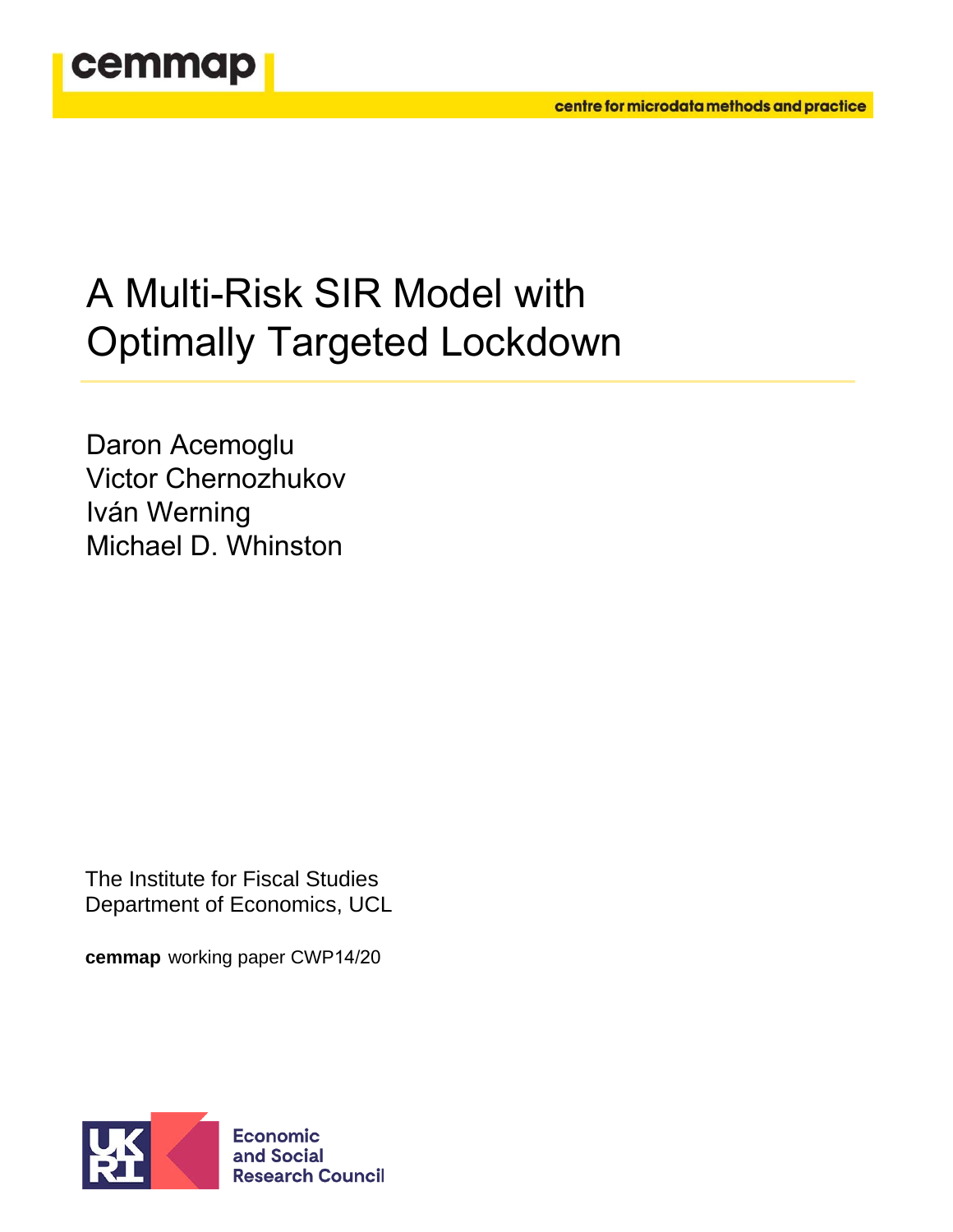cemmap

centre for microdata methods and practice

# A Multi-Risk SIR Model with Optimally Targeted Lockdown

Daron Acemoglu
Victor Chernozhukov
Iván Werning
Michael D. Whinston

The Institute for Fiscal Studies
Department of Economics, UCL

**cemmap** working paper CWP14/20

Economic and Social Research Council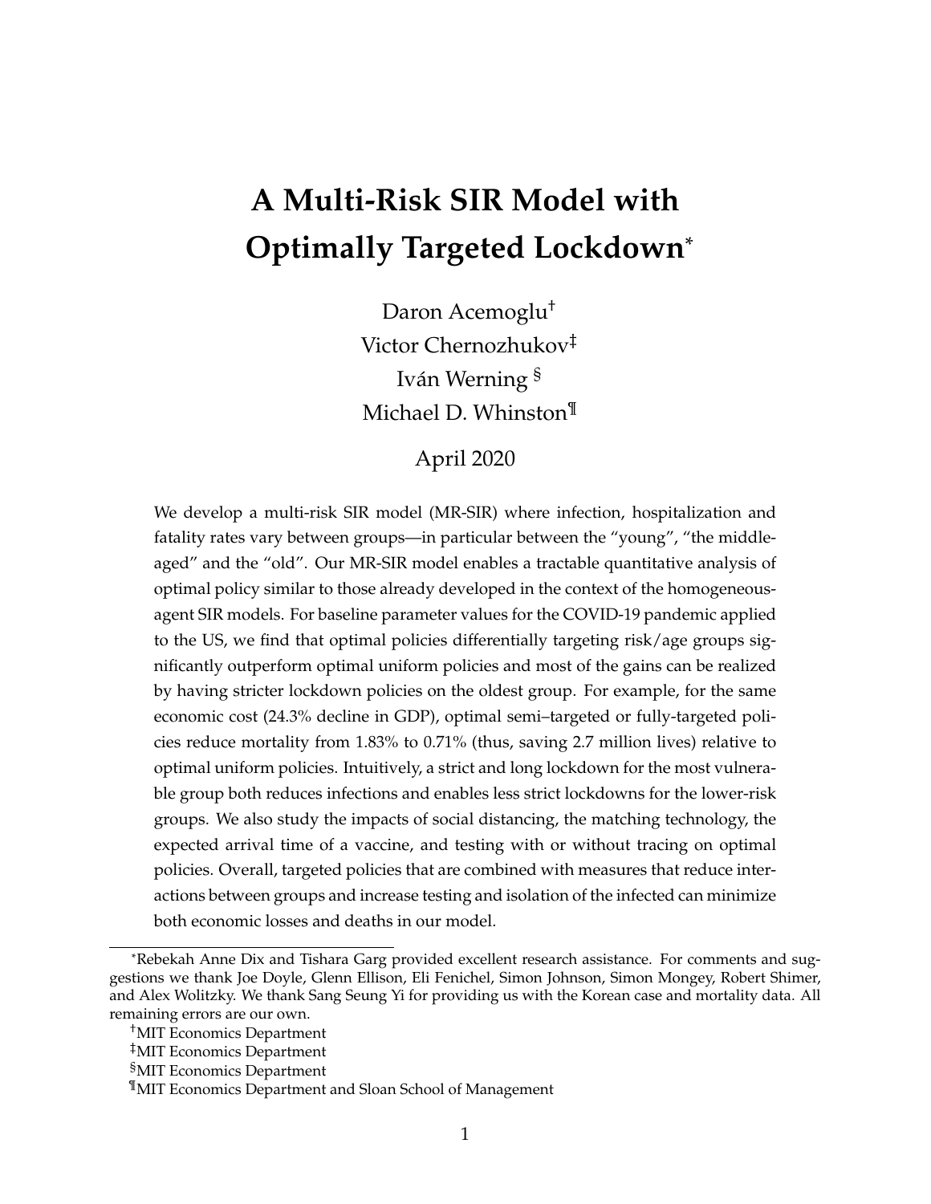# A Multi-Risk SIR Model with Optimally Targeted Lockdown*

Daron Acemoglu[†]
Victor Chernozhukov[‡]
Iván Werning [§]
Michael D. Whinston[¶]

April 2020

We develop a multi-risk SIR model (MR-SIR) where infection, hospitalization and fatality rates vary between groups—in particular between the "young", "the middle-aged" and the "old". Our MR-SIR model enables a tractable quantitative analysis of optimal policy similar to those already developed in the context of the homogeneous-agent SIR models. For baseline parameter values for the COVID-19 pandemic applied to the US, we find that optimal policies differentially targeting risk/age groups significantly outperform optimal uniform policies and most of the gains can be realized by having stricter lockdown policies on the oldest group. For example, for the same economic cost (24.3% decline in GDP), optimal semi–targeted or fully-targeted policies reduce mortality from 1.83% to 0.71% (thus, saving 2.7 million lives) relative to optimal uniform policies. Intuitively, a strict and long lockdown for the most vulnerable group both reduces infections and enables less strict lockdowns for the lower-risk groups. We also study the impacts of social distancing, the matching technology, the expected arrival time of a vaccine, and testing with or without tracing on optimal policies. Overall, targeted policies that are combined with measures that reduce interactions between groups and increase testing and isolation of the infected can minimize both economic losses and deaths in our model.

---

*Rebekah Anne Dix and Tishara Garg provided excellent research assistance. For comments and suggestions we thank Joe Doyle, Glenn Ellison, Eli Fenichel, Simon Johnson, Simon Mongey, Robert Shimer, and Alex Wolitzky. We thank Sang Seung Yi for providing us with the Korean case and mortality data. All remaining errors are our own.

[†]MIT Economics Department

[‡]MIT Economics Department

[§]MIT Economics Department

[¶]MIT Economics Department and Sloan School of Management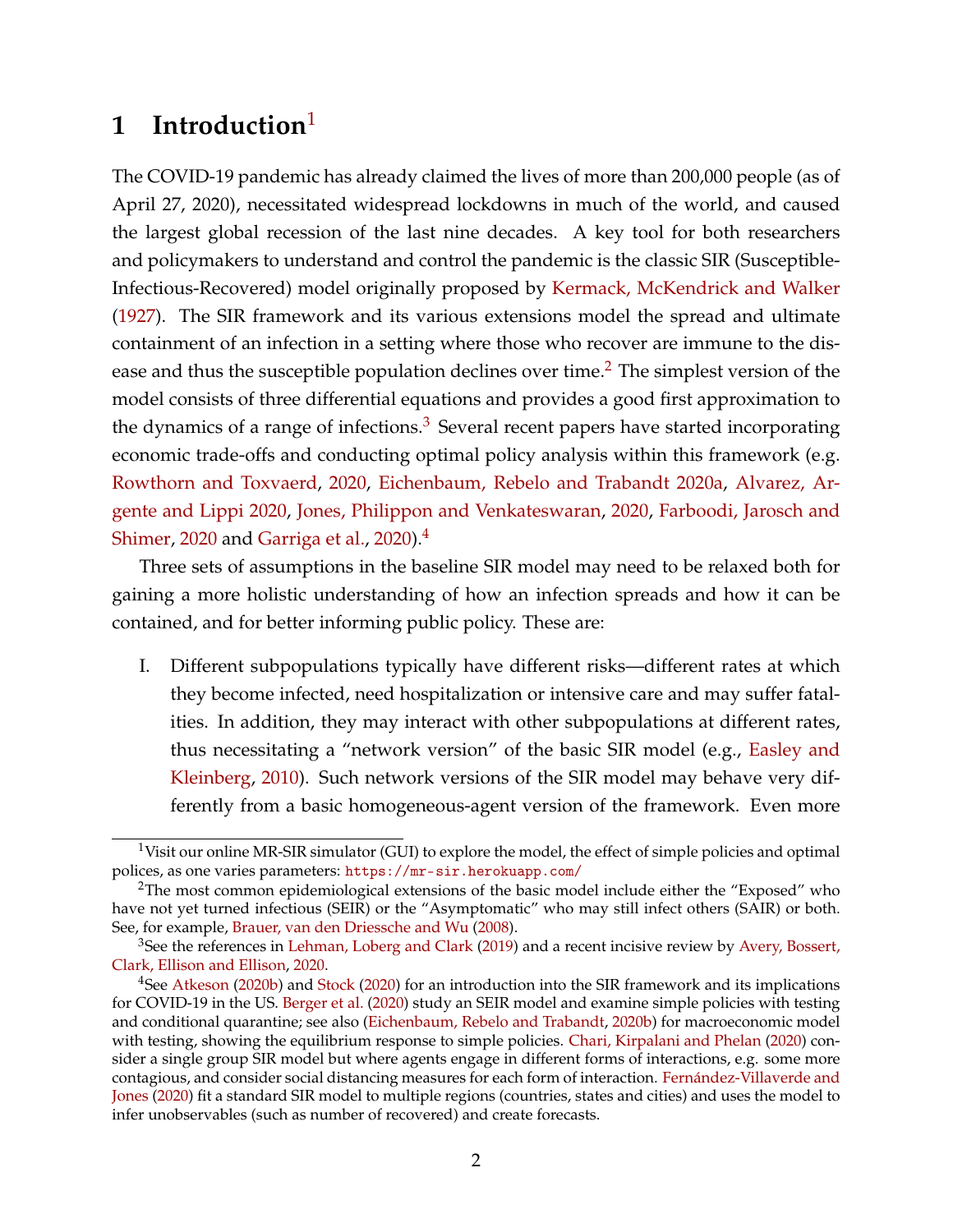# 1 Introduction[1]

The COVID-19 pandemic has already claimed the lives of more than 200,000 people (as of April 27, 2020), necessitated widespread lockdowns in much of the world, and caused the largest global recession of the last nine decades. A key tool for both researchers and policymakers to understand and control the pandemic is the classic SIR (Susceptible-Infectious-Recovered) model originally proposed by Kermack, McKendrick and Walker (1927). The SIR framework and its various extensions model the spread and ultimate containment of an infection in a setting where those who recover are immune to the disease and thus the susceptible population declines over time.[2] The simplest version of the model consists of three differential equations and provides a good first approximation to the dynamics of a range of infections.[3] Several recent papers have started incorporating economic trade-offs and conducting optimal policy analysis within this framework (e.g. Rowthorn and Toxvaerd, 2020, Eichenbaum, Rebelo and Trabandt 2020a, Alvarez, Argente and Lippi 2020, Jones, Philippon and Venkateswaran, 2020, Farboodi, Jarosch and Shimer, 2020 and Garriga et al., 2020).[4]

Three sets of assumptions in the baseline SIR model may need to be relaxed both for gaining a more holistic understanding of how an infection spreads and how it can be contained, and for better informing public policy. These are:

I. Different subpopulations typically have different risks—different rates at which they become infected, need hospitalization or intensive care and may suffer fatalities. In addition, they may interact with other subpopulations at different rates, thus necessitating a "network version" of the basic SIR model (e.g., Easley and Kleinberg, 2010). Such network versions of the SIR model may behave very differently from a basic homogeneous-agent version of the framework. Even more

---

[1] Visit our online MR-SIR simulator (GUI) to explore the model, the effect of simple policies and optimal polices, as one varies parameters: `https://mr-sir.herokuapp.com/`

[2] The most common epidemiological extensions of the basic model include either the "Exposed" who have not yet turned infectious (SEIR) or the "Asymptomatic" who may still infect others (SAIR) or both. See, for example, Brauer, van den Driessche and Wu (2008).

[3] See the references in Lehman, Loberg and Clark (2019) and a recent incisive review by Avery, Bossert, Clark, Ellison and Ellison, 2020.

[4] See Atkeson (2020b) and Stock (2020) for an introduction into the SIR framework and its implications for COVID-19 in the US. Berger et al. (2020) study an SEIR model and examine simple policies with testing and conditional quarantine; see also (Eichenbaum, Rebelo and Trabandt, 2020b) for macroeconomic model with testing, showing the equilibrium response to simple policies. Chari, Kirpalani and Phelan (2020) consider a single group SIR model but where agents engage in different forms of interactions, e.g. some more contagious, and consider social distancing measures for each form of interaction. Fernández-Villaverde and Jones (2020) fit a standard SIR model to multiple regions (countries, states and cities) and uses the model to infer unobservables (such as number of recovered) and create forecasts.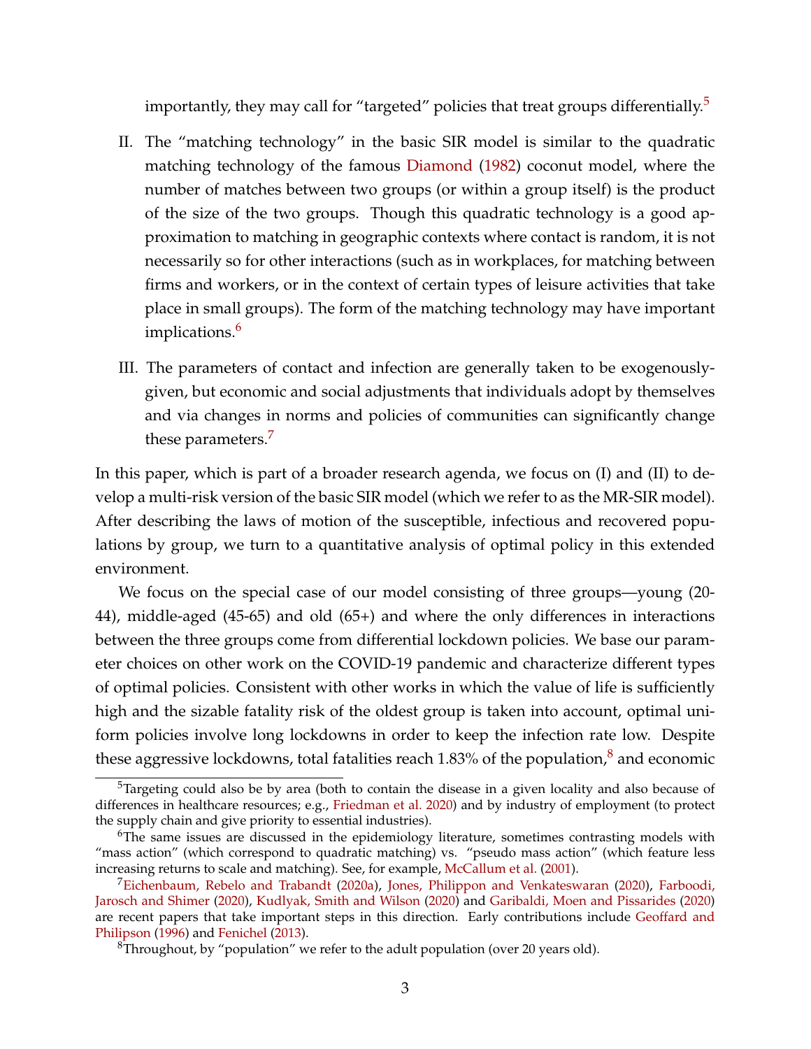importantly, they may call for "targeted" policies that treat groups differentially.[5]

II. The "matching technology" in the basic SIR model is similar to the quadratic matching technology of the famous Diamond (1982) coconut model, where the number of matches between two groups (or within a group itself) is the product of the size of the two groups. Though this quadratic technology is a good approximation to matching in geographic contexts where contact is random, it is not necessarily so for other interactions (such as in workplaces, for matching between firms and workers, or in the context of certain types of leisure activities that take place in small groups). The form of the matching technology may have important implications.[6]

III. The parameters of contact and infection are generally taken to be exogenously-given, but economic and social adjustments that individuals adopt by themselves and via changes in norms and policies of communities can significantly change these parameters.[7]

In this paper, which is part of a broader research agenda, we focus on (I) and (II) to develop a multi-risk version of the basic SIR model (which we refer to as the MR-SIR model). After describing the laws of motion of the susceptible, infectious and recovered populations by group, we turn to a quantitative analysis of optimal policy in this extended environment.

We focus on the special case of our model consisting of three groups—young (20-44), middle-aged (45-65) and old (65+) and where the only differences in interactions between the three groups come from differential lockdown policies. We base our parameter choices on other work on the COVID-19 pandemic and characterize different types of optimal policies. Consistent with other works in which the value of life is sufficiently high and the sizable fatality risk of the oldest group is taken into account, optimal uniform policies involve long lockdowns in order to keep the infection rate low. Despite these aggressive lockdowns, total fatalities reach 1.83% of the population,[8] and economic

[5] Targeting could also be by area (both to contain the disease in a given locality and also because of differences in healthcare resources; e.g., Friedman et al. 2020) and by industry of employment (to protect the supply chain and give priority to essential industries).

[6] The same issues are discussed in the epidemiology literature, sometimes contrasting models with "mass action" (which correspond to quadratic matching) vs. "pseudo mass action" (which feature less increasing returns to scale and matching). See, for example, McCallum et al. (2001).

[7] Eichenbaum, Rebelo and Trabandt (2020a), Jones, Philippon and Venkateswaran (2020), Farboodi, Jarosch and Shimer (2020), Kudlyak, Smith and Wilson (2020) and Garibaldi, Moen and Pissarides (2020) are recent papers that take important steps in this direction. Early contributions include Geoffard and Philipson (1996) and Fenichel (2013).

[8] Throughout, by "population" we refer to the adult population (over 20 years old).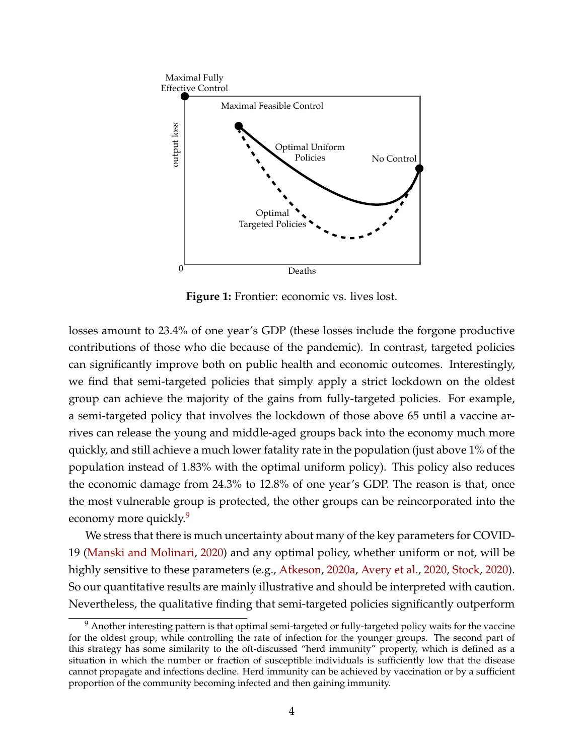**Figure 1:** Frontier: economic vs. lives lost.

losses amount to 23.4% of one year's GDP (these losses include the forgone productive contributions of those who die because of the pandemic). In contrast, targeted policies can significantly improve both on public health and economic outcomes. Interestingly, we find that semi-targeted policies that simply apply a strict lockdown on the oldest group can achieve the majority of the gains from fully-targeted policies. For example, a semi-targeted policy that involves the lockdown of those above 65 until a vaccine arrives can release the young and middle-aged groups back into the economy much more quickly, and still achieve a much lower fatality rate in the population (just above 1% of the population instead of 1.83% with the optimal uniform policy). This policy also reduces the economic damage from 24.3% to 12.8% of one year's GDP. The reason is that, once the most vulnerable group is protected, the other groups can be reincorporated into the economy more quickly.[9]

We stress that there is much uncertainty about many of the key parameters for COVID-19 (Manski and Molinari, 2020) and any optimal policy, whether uniform or not, will be highly sensitive to these parameters (e.g., Atkeson, 2020a, Avery et al., 2020, Stock, 2020). So our quantitative results are mainly illustrative and should be interpreted with caution. Nevertheless, the qualitative finding that semi-targeted policies significantly outperform

[9] Another interesting pattern is that optimal semi-targeted or fully-targeted policy waits for the vaccine for the oldest group, while controlling the rate of infection for the younger groups. The second part of this strategy has some similarity to the oft-discussed "herd immunity" property, which is defined as a situation in which the number or fraction of susceptible individuals is sufficiently low that the disease cannot propagate and infections decline. Herd immunity can be achieved by vaccination or by a sufficient proportion of the community becoming infected and then gaining immunity.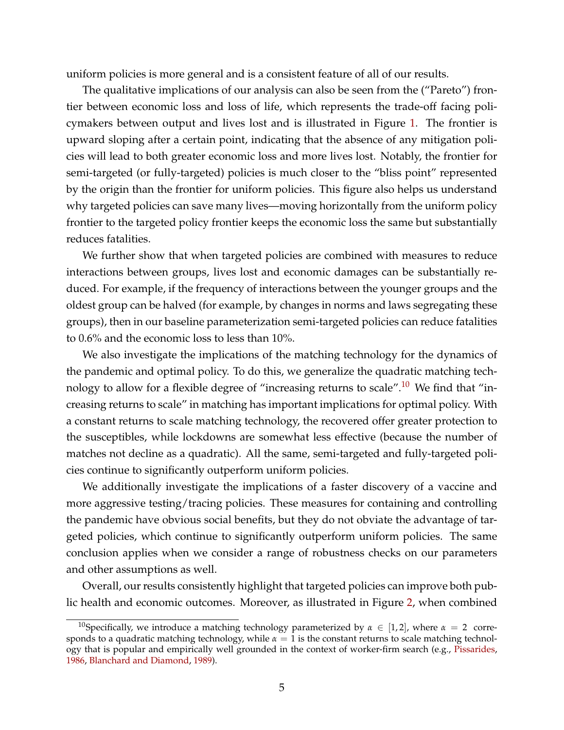uniform policies is more general and is a consistent feature of all of our results.

The qualitative implications of our analysis can also be seen from the ("Pareto") frontier between economic loss and loss of life, which represents the trade-off facing policymakers between output and lives lost and is illustrated in Figure 1. The frontier is upward sloping after a certain point, indicating that the absence of any mitigation policies will lead to both greater economic loss and more lives lost. Notably, the frontier for semi-targeted (or fully-targeted) policies is much closer to the "bliss point" represented by the origin than the frontier for uniform policies. This figure also helps us understand why targeted policies can save many lives—moving horizontally from the uniform policy frontier to the targeted policy frontier keeps the economic loss the same but substantially reduces fatalities.

We further show that when targeted policies are combined with measures to reduce interactions between groups, lives lost and economic damages can be substantially reduced. For example, if the frequency of interactions between the younger groups and the oldest group can be halved (for example, by changes in norms and laws segregating these groups), then in our baseline parameterization semi-targeted policies can reduce fatalities to 0.6% and the economic loss to less than 10%.

We also investigate the implications of the matching technology for the dynamics of the pandemic and optimal policy. To do this, we generalize the quadratic matching technology to allow for a flexible degree of "increasing returns to scale".[10] We find that "increasing returns to scale" in matching has important implications for optimal policy. With a constant returns to scale matching technology, the recovered offer greater protection to the susceptibles, while lockdowns are somewhat less effective (because the number of matches not decline as a quadratic). All the same, semi-targeted and fully-targeted policies continue to significantly outperform uniform policies.

We additionally investigate the implications of a faster discovery of a vaccine and more aggressive testing/tracing policies. These measures for containing and controlling the pandemic have obvious social benefits, but they do not obviate the advantage of targeted policies, which continue to significantly outperform uniform policies. The same conclusion applies when we consider a range of robustness checks on our parameters and other assumptions as well.

Overall, our results consistently highlight that targeted policies can improve both public health and economic outcomes. Moreover, as illustrated in Figure 2, when combined

[10] Specifically, we introduce a matching technology parameterized by $\alpha \in [1, 2]$, where $\alpha = 2$ corresponds to a quadratic matching technology, while $\alpha = 1$ is the constant returns to scale matching technology that is popular and empirically well grounded in the context of worker-firm search (e.g., Pissarides, 1986, Blanchard and Diamond, 1989).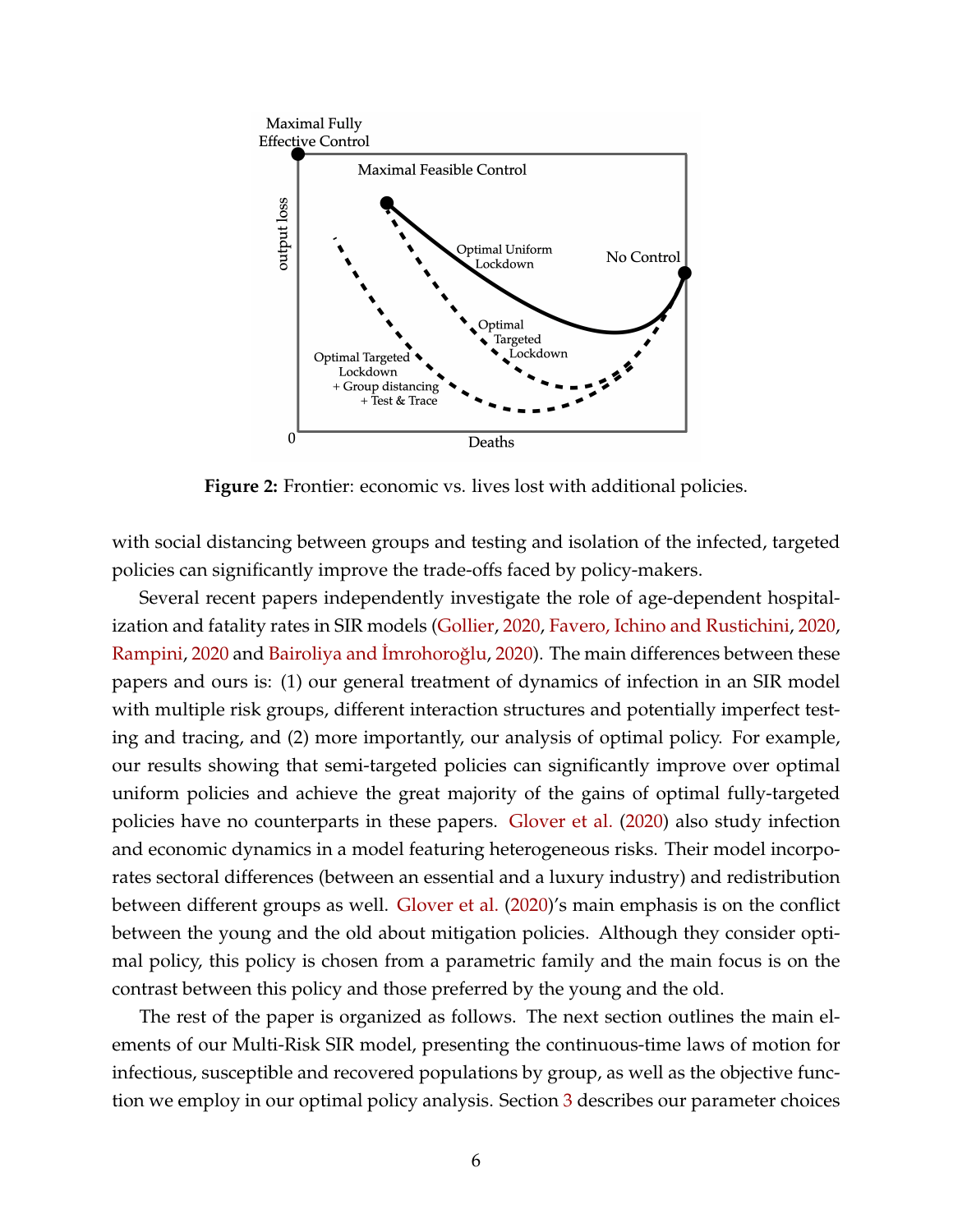**Figure 2:** Frontier: economic vs. lives lost with additional policies.

with social distancing between groups and testing and isolation of the infected, targeted policies can significantly improve the trade-offs faced by policy-makers.

Several recent papers independently investigate the role of age-dependent hospitalization and fatality rates in SIR models (Gollier, 2020, Favero, Ichino and Rustichini, 2020, Rampini, 2020 and Bairoliya and İmrohoroğlu, 2020). The main differences between these papers and ours is: (1) our general treatment of dynamics of infection in an SIR model with multiple risk groups, different interaction structures and potentially imperfect testing and tracing, and (2) more importantly, our analysis of optimal policy. For example, our results showing that semi-targeted policies can significantly improve over optimal uniform policies and achieve the great majority of the gains of optimal fully-targeted policies have no counterparts in these papers. Glover et al. (2020) also study infection and economic dynamics in a model featuring heterogeneous risks. Their model incorporates sectoral differences (between an essential and a luxury industry) and redistribution between different groups as well. Glover et al. (2020)'s main emphasis is on the conflict between the young and the old about mitigation policies. Although they consider optimal policy, this policy is chosen from a parametric family and the main focus is on the contrast between this policy and those preferred by the young and the old.

The rest of the paper is organized as follows. The next section outlines the main elements of our Multi-Risk SIR model, presenting the continuous-time laws of motion for infectious, susceptible and recovered populations by group, as well as the objective function we employ in our optimal policy analysis. Section 3 describes our parameter choices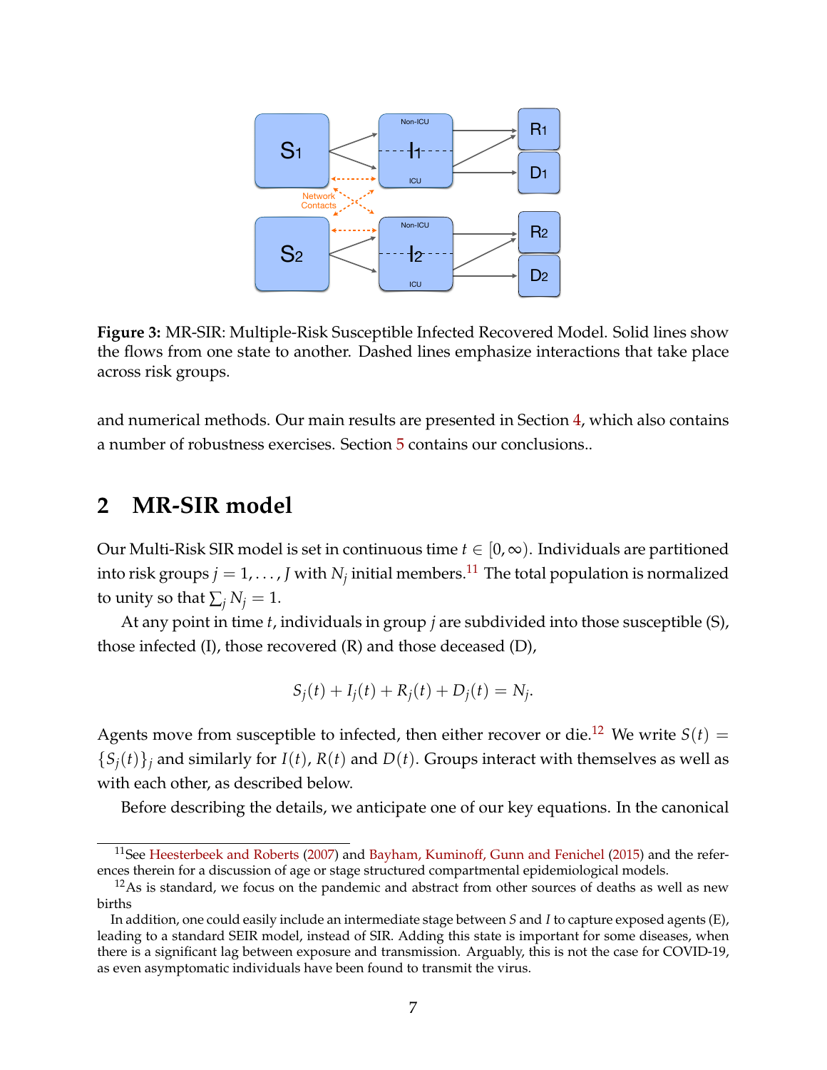**Figure 3:** MR-SIR: Multiple-Risk Susceptible Infected Recovered Model. Solid lines show the flows from one state to another. Dashed lines emphasize interactions that take place across risk groups.

and numerical methods. Our main results are presented in Section 4, which also contains a number of robustness exercises. Section 5 contains our conclusions..

## 2 MR-SIR model

Our Multi-Risk SIR model is set in continuous time $t \in [0, \infty)$. Individuals are partitioned into risk groups $j = 1, \ldots, J$ with $N_j$ initial members.[11] The total population is normalized to unity so that $\sum_j N_j = 1$.

At any point in time $t$, individuals in group $j$ are subdivided into those susceptible (S), those infected (I), those recovered (R) and those deceased (D),

$$S_j(t) + I_j(t) + R_j(t) + D_j(t) = N_j.$$

Agents move from susceptible to infected, then either recover or die.[12] We write $S(t) = \{S_j(t)\}_j$ and similarly for $I(t)$, $R(t)$ and $D(t)$. Groups interact with themselves as well as with each other, as described below.

Before describing the details, we anticipate one of our key equations. In the canonical

[11] See Heesterbeek and Roberts (2007) and Bayham, Kuminoff, Gunn and Fenichel (2015) and the references therein for a discussion of age or stage structured compartmental epidemiological models.

[12] As is standard, we focus on the pandemic and abstract from other sources of deaths as well as new births

In addition, one could easily include an intermediate stage between $S$ and $I$ to capture exposed agents (E), leading to a standard SEIR model, instead of SIR. Adding this state is important for some diseases, when there is a significant lag between exposure and transmission. Arguably, this is not the case for COVID-19, as even asymptomatic individuals have been found to transmit the virus.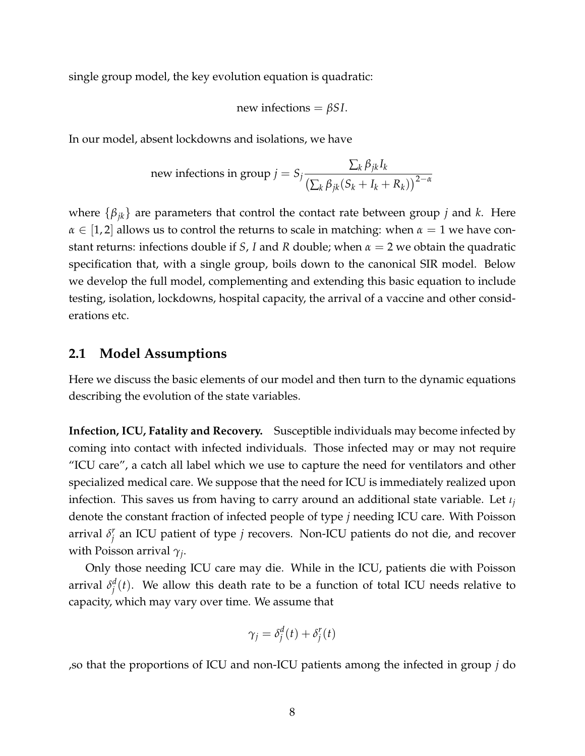single group model, the key evolution equation is quadratic:

$$\text{new infections} = \beta SI.$$

In our model, absent lockdowns and isolations, we have

$$\text{new infections in group } j = S_j \frac{\sum_k \beta_{jk} I_k}{\left(\sum_k \beta_{jk}(S_k + I_k + R_k)\right)^{2-\alpha}}$$

where $\{\beta_{jk}\}$ are parameters that control the contact rate between group $j$ and $k$. Here $\alpha \in [1, 2]$ allows us to control the returns to scale in matching: when $\alpha = 1$ we have constant returns: infections double if $S$, $I$ and $R$ double; when $\alpha = 2$ we obtain the quadratic specification that, with a single group, boils down to the canonical SIR model. Below we develop the full model, complementing and extending this basic equation to include testing, isolation, lockdowns, hospital capacity, the arrival of a vaccine and other considerations etc.

## 2.1 Model Assumptions

Here we discuss the basic elements of our model and then turn to the dynamic equations describing the evolution of the state variables.

**Infection, ICU, Fatality and Recovery.** Susceptible individuals may become infected by coming into contact with infected individuals. Those infected may or may not require "ICU care", a catch all label which we use to capture the need for ventilators and other specialized medical care. We suppose that the need for ICU is immediately realized upon infection. This saves us from having to carry around an additional state variable. Let $\iota_j$ denote the constant fraction of infected people of type $j$ needing ICU care. With Poisson arrival $\delta_j^r$ an ICU patient of type $j$ recovers. Non-ICU patients do not die, and recover with Poisson arrival $\gamma_j$.

Only those needing ICU care may die. While in the ICU, patients die with Poisson arrival $\delta_j^d(t)$. We allow this death rate to be a function of total ICU needs relative to capacity, which may vary over time. We assume that

$$\gamma_j = \delta_j^d(t) + \delta_j^r(t)$$

,so that the proportions of ICU and non-ICU patients among the infected in group $j$ do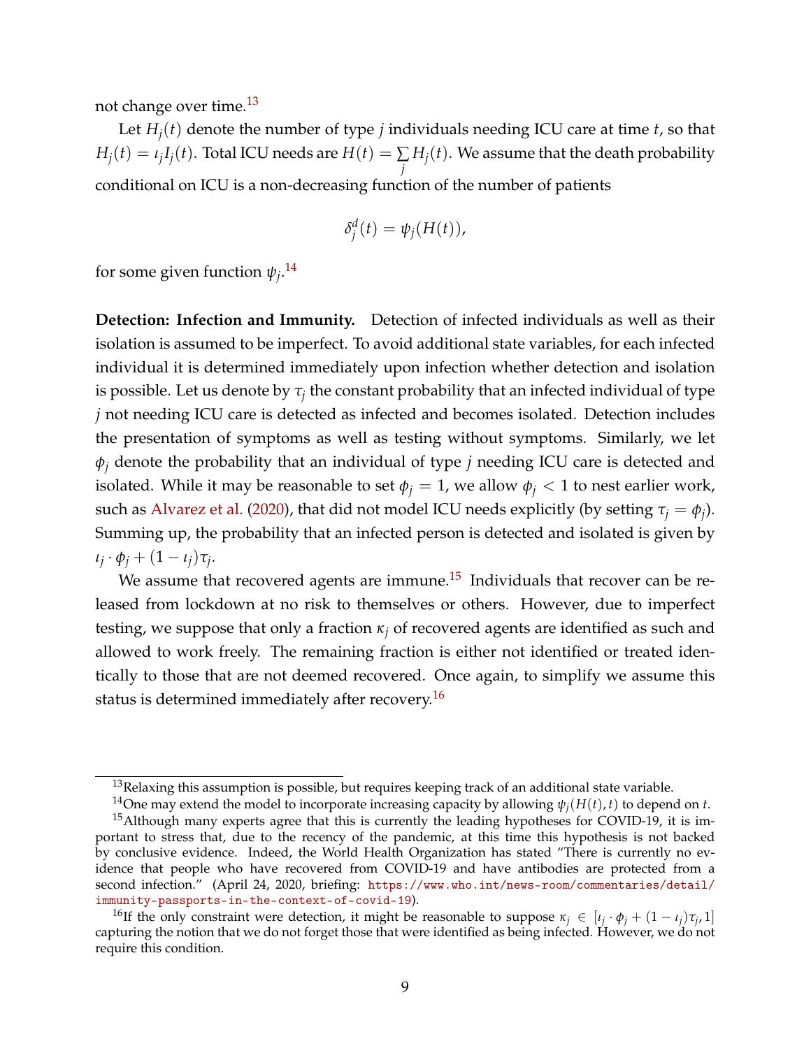not change over time.[13]

Let $H_j(t)$ denote the number of type $j$ individuals needing ICU care at time $t$, so that $H_j(t) = \iota_j I_j(t)$. Total ICU needs are $H(t) = \sum_j H_j(t)$. We assume that the death probability conditional on ICU is a non-decreasing function of the number of patients

$$\delta_j^d(t) = \psi_j(H(t)),$$

for some given function $\psi_j$.[14]

**Detection: Infection and Immunity.** Detection of infected individuals as well as their isolation is assumed to be imperfect. To avoid additional state variables, for each infected individual it is determined immediately upon infection whether detection and isolation is possible. Let us denote by $\tau_j$ the constant probability that an infected individual of type $j$ not needing ICU care is detected as infected and becomes isolated. Detection includes the presentation of symptoms as well as testing without symptoms. Similarly, we let $\phi_j$ denote the probability that an individual of type $j$ needing ICU care is detected and isolated. While it may be reasonable to set $\phi_j = 1$, we allow $\phi_j < 1$ to nest earlier work, such as Alvarez et al. (2020), that did not model ICU needs explicitly (by setting $\tau_j = \phi_j$). Summing up, the probability that an infected person is detected and isolated is given by $\iota_j \cdot \phi_j + (1 - \iota_j)\tau_j$.

We assume that recovered agents are immune.[15] Individuals that recover can be released from lockdown at no risk to themselves or others. However, due to imperfect testing, we suppose that only a fraction $\kappa_j$ of recovered agents are identified as such and allowed to work freely. The remaining fraction is either not identified or treated identically to those that are not deemed recovered. Once again, to simplify we assume this status is determined immediately after recovery.[16]

---

[13] Relaxing this assumption is possible, but requires keeping track of an additional state variable.

[14] One may extend the model to incorporate increasing capacity by allowing $\psi_j(H(t), t)$ to depend on $t$.

[15] Although many experts agree that this is currently the leading hypotheses for COVID-19, it is important to stress that, due to the recency of the pandemic, at this time this hypothesis is not backed by conclusive evidence. Indeed, the World Health Organization has stated "There is currently no evidence that people who have recovered from COVID-19 and have antibodies are protected from a second infection." (April 24, 2020, briefing: https://www.who.int/news-room/commentaries/detail/immunity-passports-in-the-context-of-covid-19).

[16] If the only constraint were detection, it might be reasonable to suppose $\kappa_j \in [\iota_j \cdot \phi_j + (1 - \iota_j)\tau_j, 1]$ capturing the notion that we do not forget those that were identified as being infected. However, we do not require this condition.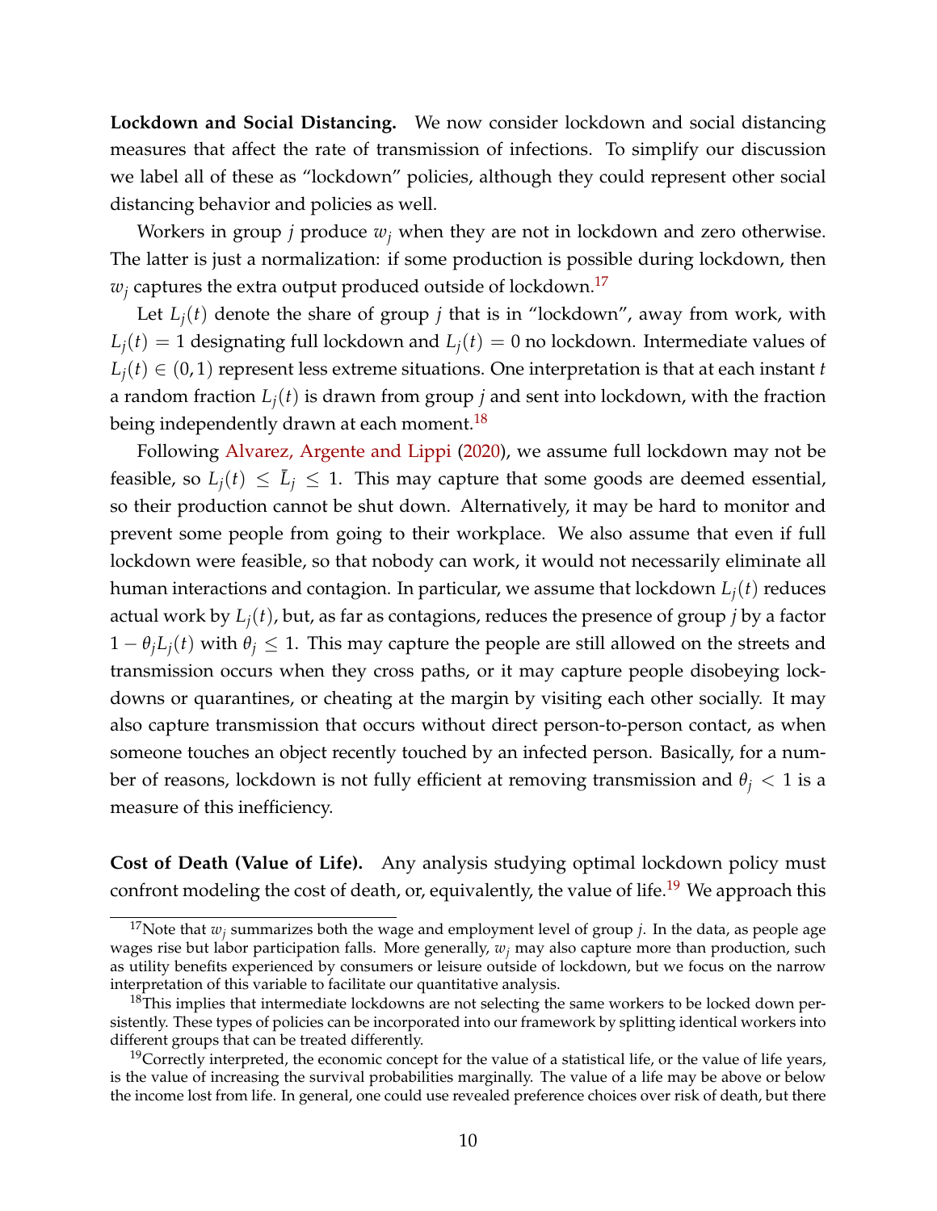**Lockdown and Social Distancing.** We now consider lockdown and social distancing measures that affect the rate of transmission of infections. To simplify our discussion we label all of these as "lockdown" policies, although they could represent other social distancing behavior and policies as well.

Workers in group $j$ produce $w_j$ when they are not in lockdown and zero otherwise. The latter is just a normalization: if some production is possible during lockdown, then $w_j$ captures the extra output produced outside of lockdown.[17]

Let $L_j(t)$ denote the share of group $j$ that is in "lockdown", away from work, with $L_j(t) = 1$ designating full lockdown and $L_j(t) = 0$ no lockdown. Intermediate values of $L_j(t) \in (0, 1)$ represent less extreme situations. One interpretation is that at each instant $t$ a random fraction $L_j(t)$ is drawn from group $j$ and sent into lockdown, with the fraction being independently drawn at each moment.[18]

Following Alvarez, Argente and Lippi (2020), we assume full lockdown may not be feasible, so $L_j(t) \leq \bar{L}_j \leq 1$. This may capture that some goods are deemed essential, so their production cannot be shut down. Alternatively, it may be hard to monitor and prevent some people from going to their workplace. We also assume that even if full lockdown were feasible, so that nobody can work, it would not necessarily eliminate all human interactions and contagion. In particular, we assume that lockdown $L_j(t)$ reduces actual work by $L_j(t)$, but, as far as contagions, reduces the presence of group $j$ by a factor $1 - \theta_j L_j(t)$ with $\theta_j \leq 1$. This may capture the people are still allowed on the streets and transmission occurs when they cross paths, or it may capture people disobeying lockdowns or quarantines, or cheating at the margin by visiting each other socially. It may also capture transmission that occurs without direct person-to-person contact, as when someone touches an object recently touched by an infected person. Basically, for a number of reasons, lockdown is not fully efficient at removing transmission and $\theta_j < 1$ is a measure of this inefficiency.

**Cost of Death (Value of Life).** Any analysis studying optimal lockdown policy must confront modeling the cost of death, or, equivalently, the value of life.[19] We approach this

[17] Note that $w_j$ summarizes both the wage and employment level of group $j$. In the data, as people age wages rise but labor participation falls. More generally, $w_j$ may also capture more than production, such as utility benefits experienced by consumers or leisure outside of lockdown, but we focus on the narrow interpretation of this variable to facilitate our quantitative analysis.

[18] This implies that intermediate lockdowns are not selecting the same workers to be locked down persistently. These types of policies can be incorporated into our framework by splitting identical workers into different groups that can be treated differently.

[19] Correctly interpreted, the economic concept for the value of a statistical life, or the value of life years, is the value of increasing the survival probabilities marginally. The value of a life may be above or below the income lost from life. In general, one could use revealed preference choices over risk of death, but there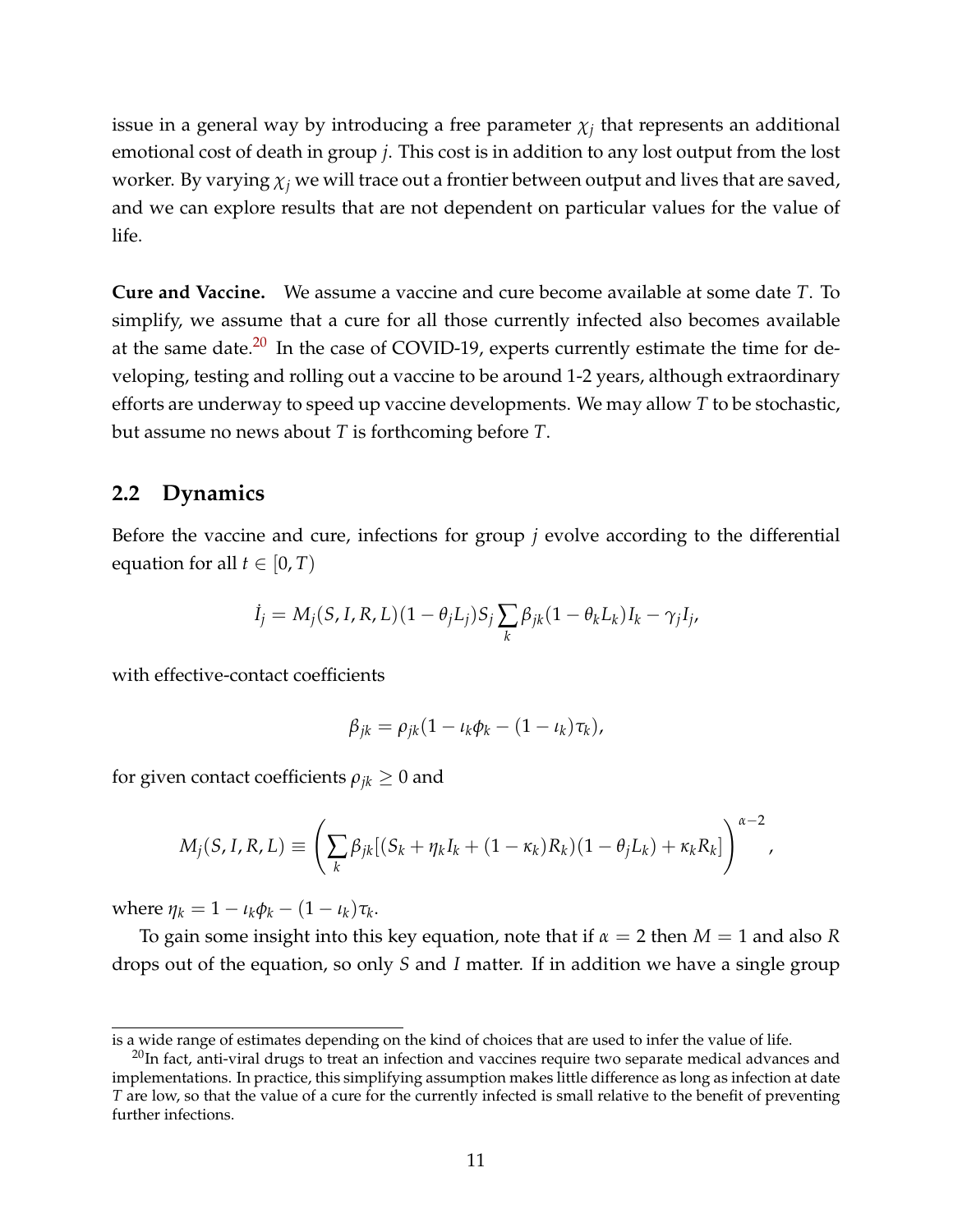issue in a general way by introducing a free parameter $\chi_j$ that represents an additional emotional cost of death in group $j$. This cost is in addition to any lost output from the lost worker. By varying $\chi_j$ we will trace out a frontier between output and lives that are saved, and we can explore results that are not dependent on particular values for the value of life.

**Cure and Vaccine.** We assume a vaccine and cure become available at some date $T$. To simplify, we assume that a cure for all those currently infected also becomes available at the same date.[20] In the case of COVID-19, experts currently estimate the time for developing, testing and rolling out a vaccine to be around 1-2 years, although extraordinary efforts are underway to speed up vaccine developments. We may allow $T$ to be stochastic, but assume no news about $T$ is forthcoming before $T$.

## 2.2 Dynamics

Before the vaccine and cure, infections for group $j$ evolve according to the differential equation for all $t \in [0, T)$

$$\dot{I}_j = M_j(S, I, R, L)(1 - \theta_j L_j) S_j \sum_k \beta_{jk} (1 - \theta_k L_k) I_k - \gamma_j I_j,$$

with effective-contact coefficients

$$\beta_{jk} = \rho_{jk}(1 - \iota_k \phi_k - (1 - \iota_k)\tau_k),$$

for given contact coefficients $\rho_{jk} \geq 0$ and

$$M_j(S, I, R, L) \equiv \left( \sum_k \beta_{jk} [(S_k + \eta_k I_k + (1 - \kappa_k) R_k)(1 - \theta_j L_k) + \kappa_k R_k] \right)^{\alpha - 2},$$

where $\eta_k = 1 - \iota_k \phi_k - (1 - \iota_k)\tau_k$.

To gain some insight into this key equation, note that if $\alpha = 2$ then $M = 1$ and also $R$ drops out of the equation, so only $S$ and $I$ matter. If in addition we have a single group

---

is a wide range of estimates depending on the kind of choices that are used to infer the value of life.

[20] In fact, anti-viral drugs to treat an infection and vaccines require two separate medical advances and implementations. In practice, this simplifying assumption makes little difference as long as infection at date $T$ are low, so that the value of a cure for the currently infected is small relative to the benefit of preventing further infections.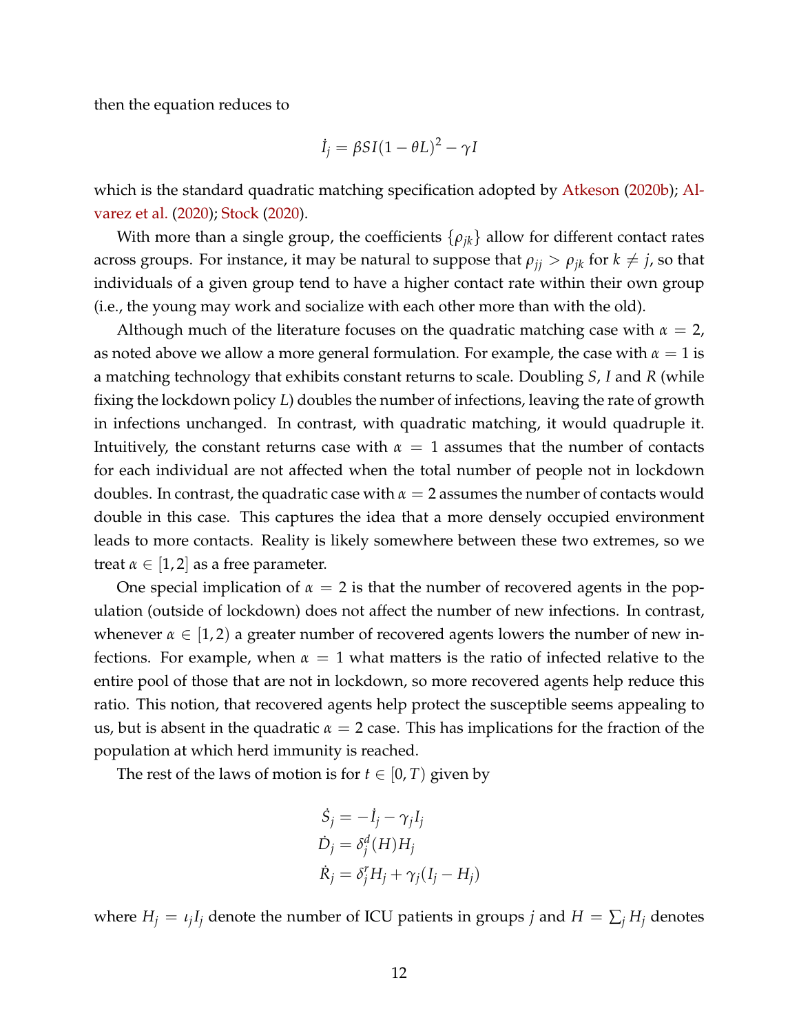then the equation reduces to

$$\dot{I}_j = \beta S I (1 - \theta L)^2 - \gamma I$$

which is the standard quadratic matching specification adopted by Atkeson (2020b); Alvarez et al. (2020); Stock (2020).

With more than a single group, the coefficients $\{\rho_{jk}\}$ allow for different contact rates across groups. For instance, it may be natural to suppose that $\rho_{jj} > \rho_{jk}$ for $k \neq j$, so that individuals of a given group tend to have a higher contact rate within their own group (i.e., the young may work and socialize with each other more than with the old).

Although much of the literature focuses on the quadratic matching case with $\alpha = 2$, as noted above we allow a more general formulation. For example, the case with $\alpha = 1$ is a matching technology that exhibits constant returns to scale. Doubling $S$, $I$ and $R$ (while fixing the lockdown policy $L$) doubles the number of infections, leaving the rate of growth in infections unchanged. In contrast, with quadratic matching, it would quadruple it. Intuitively, the constant returns case with $\alpha = 1$ assumes that the number of contacts for each individual are not affected when the total number of people not in lockdown doubles. In contrast, the quadratic case with $\alpha = 2$ assumes the number of contacts would double in this case. This captures the idea that a more densely occupied environment leads to more contacts. Reality is likely somewhere between these two extremes, so we treat $\alpha \in [1, 2]$ as a free parameter.

One special implication of $\alpha = 2$ is that the number of recovered agents in the population (outside of lockdown) does not affect the number of new infections. In contrast, whenever $\alpha \in [1, 2)$ a greater number of recovered agents lowers the number of new infections. For example, when $\alpha = 1$ what matters is the ratio of infected relative to the entire pool of those that are not in lockdown, so more recovered agents help reduce this ratio. This notion, that recovered agents help protect the susceptible seems appealing to us, but is absent in the quadratic $\alpha = 2$ case. This has implications for the fraction of the population at which herd immunity is reached.

The rest of the laws of motion is for $t \in [0, T)$ given by

$$\begin{aligned}
\dot{S}_j &= -\dot{I}_j - \gamma_j I_j \\
\dot{D}_j &= \delta_j^d(H) H_j \\
\dot{R}_j &= \delta_j^r H_j + \gamma_j (I_j - H_j)
\end{aligned}$$

where $H_j = \iota_j I_j$ denote the number of ICU patients in groups $j$ and $H = \sum_j H_j$ denotes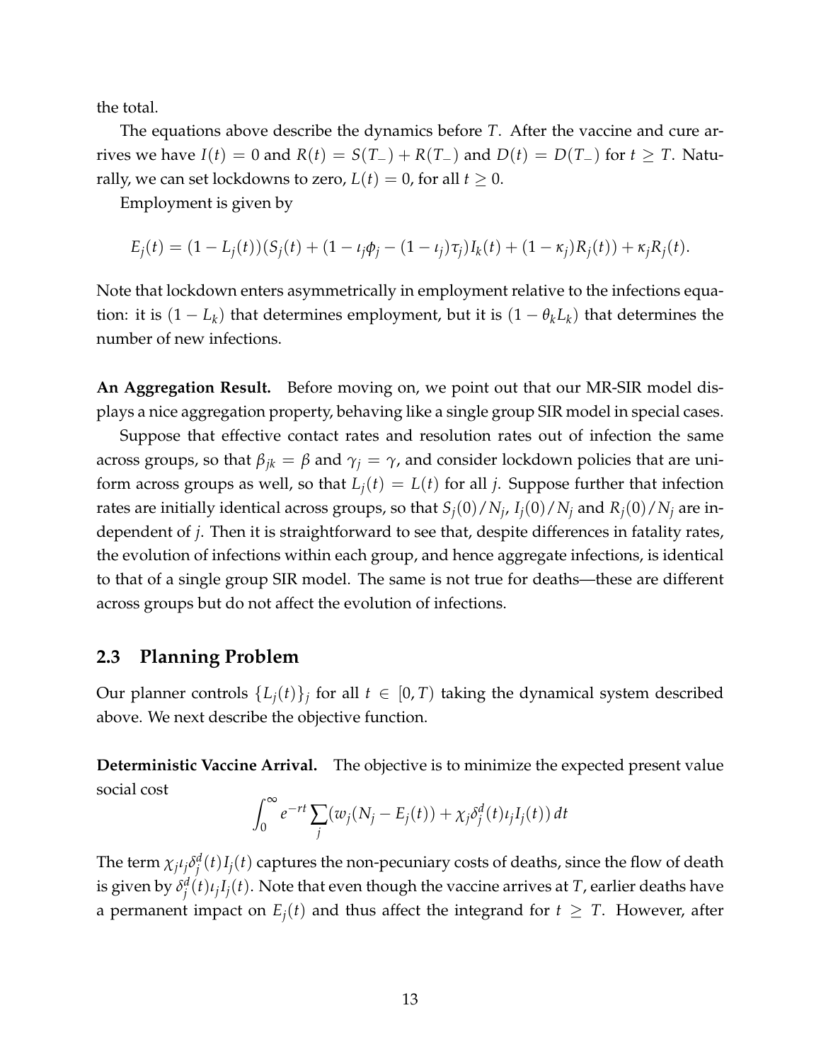the total.

The equations above describe the dynamics before $T$. After the vaccine and cure arrives we have $I(t) = 0$ and $R(t) = S(T_-) + R(T_-)$ and $D(t) = D(T_-)$ for $t \geq T$. Naturally, we can set lockdowns to zero, $L(t) = 0$, for all $t \geq 0$.

Employment is given by

$$E_j(t) = (1 - L_j(t))(S_j(t) + (1 - \iota_j \phi_j - (1 - \iota_j)\tau_j)I_k(t) + (1 - \kappa_j)R_j(t)) + \kappa_j R_j(t).$$

Note that lockdown enters asymmetrically in employment relative to the infections equation: it is $(1 - L_k)$ that determines employment, but it is $(1 - \theta_k L_k)$ that determines the number of new infections.

**An Aggregation Result.** Before moving on, we point out that our MR-SIR model displays a nice aggregation property, behaving like a single group SIR model in special cases.

Suppose that effective contact rates and resolution rates out of infection the same across groups, so that $\beta_{jk} = \beta$ and $\gamma_j = \gamma$, and consider lockdown policies that are uniform across groups as well, so that $L_j(t) = L(t)$ for all $j$. Suppose further that infection rates are initially identical across groups, so that $S_j(0)/N_j$, $I_j(0)/N_j$ and $R_j(0)/N_j$ are independent of $j$. Then it is straightforward to see that, despite differences in fatality rates, the evolution of infections within each group, and hence aggregate infections, is identical to that of a single group SIR model. The same is not true for deaths—these are different across groups but do not affect the evolution of infections.

## 2.3 Planning Problem

Our planner controls $\{L_j(t)\}_j$ for all $t \in [0, T)$ taking the dynamical system described above. We next describe the objective function.

**Deterministic Vaccine Arrival.** The objective is to minimize the expected present value social cost

$$\int_0^\infty e^{-rt} \sum_j (w_j(N_j - E_j(t)) + \chi_j \delta_j^d(t) \iota_j I_j(t))\, dt$$

The term $\chi_j \iota_j \delta_j^d(t) I_j(t)$ captures the non-pecuniary costs of deaths, since the flow of death is given by $\delta_j^d(t) \iota_j I_j(t)$. Note that even though the vaccine arrives at $T$, earlier deaths have a permanent impact on $E_j(t)$ and thus affect the integrand for $t \geq T$. However, after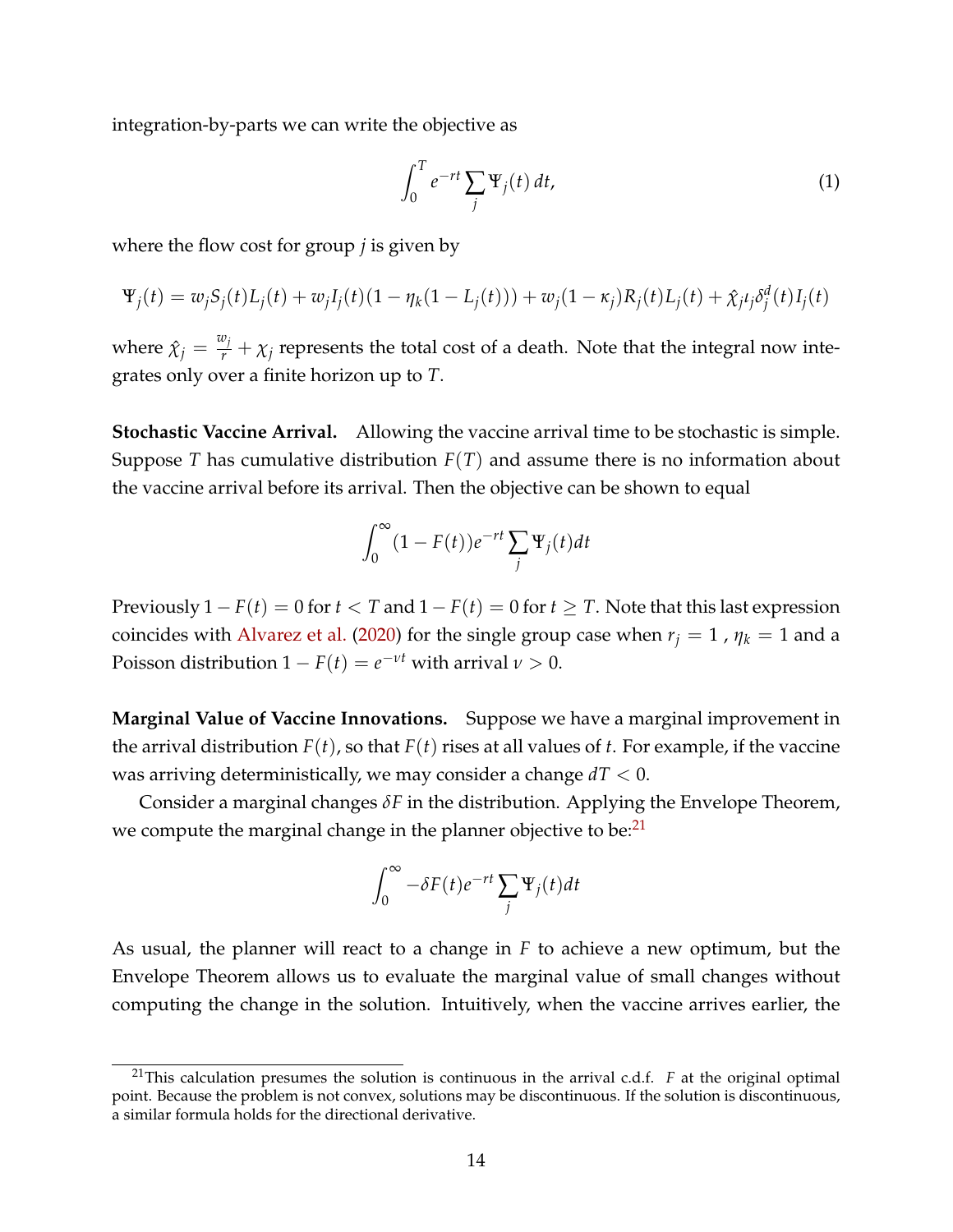integration-by-parts we can write the objective as

$$\int_0^T e^{-rt} \sum_j \Psi_j(t)\, dt, \tag{1}$$

where the flow cost for group $j$ is given by

$$\Psi_j(t) = w_j S_j(t) L_j(t) + w_j I_j(t)(1 - \eta_k(1 - L_j(t))) + w_j(1 - \kappa_j) R_j(t) L_j(t) + \hat{\chi}_j \iota_j \delta_j^d(t) I_j(t)$$

where $\hat{\chi}_j = \frac{w_j}{r} + \chi_j$ represents the total cost of a death. Note that the integral now integrates only over a finite horizon up to $T$.

**Stochastic Vaccine Arrival.** Allowing the vaccine arrival time to be stochastic is simple. Suppose $T$ has cumulative distribution $F(T)$ and assume there is no information about the vaccine arrival before its arrival. Then the objective can be shown to equal

$$\int_0^\infty (1 - F(t)) e^{-rt} \sum_j \Psi_j(t) dt$$

Previously $1 - F(t) = 0$ for $t < T$ and $1 - F(t) = 0$ for $t \geq T$. Note that this last expression coincides with Alvarez et al. (2020) for the single group case when $r_j = 1$ , $\eta_k = 1$ and a Poisson distribution $1 - F(t) = e^{-\nu t}$ with arrival $\nu > 0$.

**Marginal Value of Vaccine Innovations.** Suppose we have a marginal improvement in the arrival distribution $F(t)$, so that $F(t)$ rises at all values of $t$. For example, if the vaccine was arriving deterministically, we may consider a change $dT < 0$.

Consider a marginal changes $\delta F$ in the distribution. Applying the Envelope Theorem, we compute the marginal change in the planner objective to be:[21]

$$\int_0^\infty -\delta F(t) e^{-rt} \sum_j \Psi_j(t) dt$$

As usual, the planner will react to a change in $F$ to achieve a new optimum, but the Envelope Theorem allows us to evaluate the marginal value of small changes without computing the change in the solution. Intuitively, when the vaccine arrives earlier, the

[21] This calculation presumes the solution is continuous in the arrival c.d.f. $F$ at the original optimal point. Because the problem is not convex, solutions may be discontinuous. If the solution is discontinuous, a similar formula holds for the directional derivative.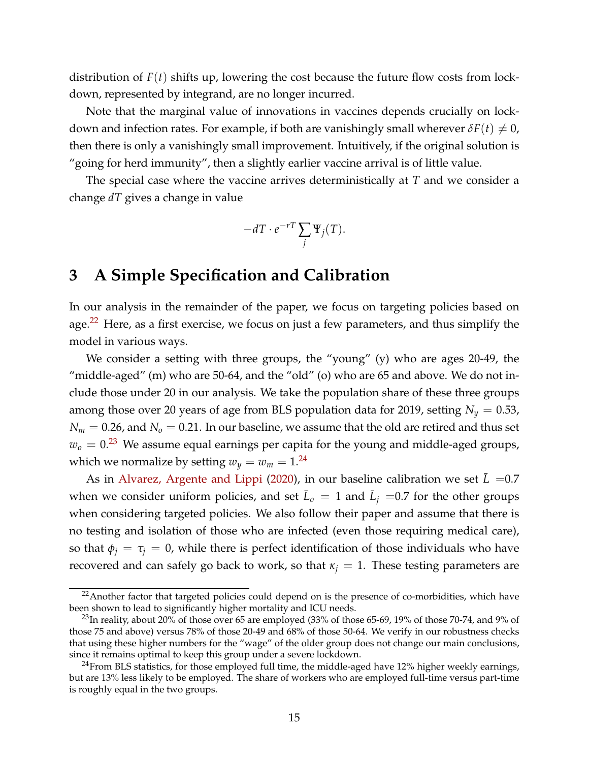distribution of $F(t)$ shifts up, lowering the cost because the future flow costs from lockdown, represented by integrand, are no longer incurred.

Note that the marginal value of innovations in vaccines depends crucially on lockdown and infection rates. For example, if both are vanishingly small wherever $\delta F(t) \neq 0$, then there is only a vanishingly small improvement. Intuitively, if the original solution is "going for herd immunity", then a slightly earlier vaccine arrival is of little value.

The special case where the vaccine arrives deterministically at $T$ and we consider a change $dT$ gives a change in value

$$-dT \cdot e^{-rT} \sum_j \Psi_j(T).$$

# 3 A Simple Specification and Calibration

In our analysis in the remainder of the paper, we focus on targeting policies based on age.[22] Here, as a first exercise, we focus on just a few parameters, and thus simplify the model in various ways.

We consider a setting with three groups, the "young" (y) who are ages 20-49, the "middle-aged" (m) who are 50-64, and the "old" (o) who are 65 and above. We do not include those under 20 in our analysis. We take the population share of these three groups among those over 20 years of age from BLS population data for 2019, setting $N_y = 0.53$, $N_m = 0.26$, and $N_o = 0.21$. In our baseline, we assume that the old are retired and thus set $w_o = 0$.[23] We assume equal earnings per capita for the young and middle-aged groups, which we normalize by setting $w_y = w_m = 1$.[24]

As in Alvarez, Argente and Lippi (2020), in our baseline calibration we set $\bar{L}$ =0.7 when we consider uniform policies, and set $\bar{L}_o = 1$ and $\bar{L}_j$ =0.7 for the other groups when considering targeted policies. We also follow their paper and assume that there is no testing and isolation of those who are infected (even those requiring medical care), so that $\phi_j = \tau_j = 0$, while there is perfect identification of those individuals who have recovered and can safely go back to work, so that $\kappa_j = 1$. These testing parameters are

[22] Another factor that targeted policies could depend on is the presence of co-morbidities, which have been shown to lead to significantly higher mortality and ICU needs.

[23] In reality, about 20% of those over 65 are employed (33% of those 65-69, 19% of those 70-74, and 9% of those 75 and above) versus 78% of those 20-49 and 68% of those 50-64. We verify in our robustness checks that using these higher numbers for the "wage" of the older group does not change our main conclusions, since it remains optimal to keep this group under a severe lockdown.

[24] From BLS statistics, for those employed full time, the middle-aged have 12% higher weekly earnings, but are 13% less likely to be employed. The share of workers who are employed full-time versus part-time is roughly equal in the two groups.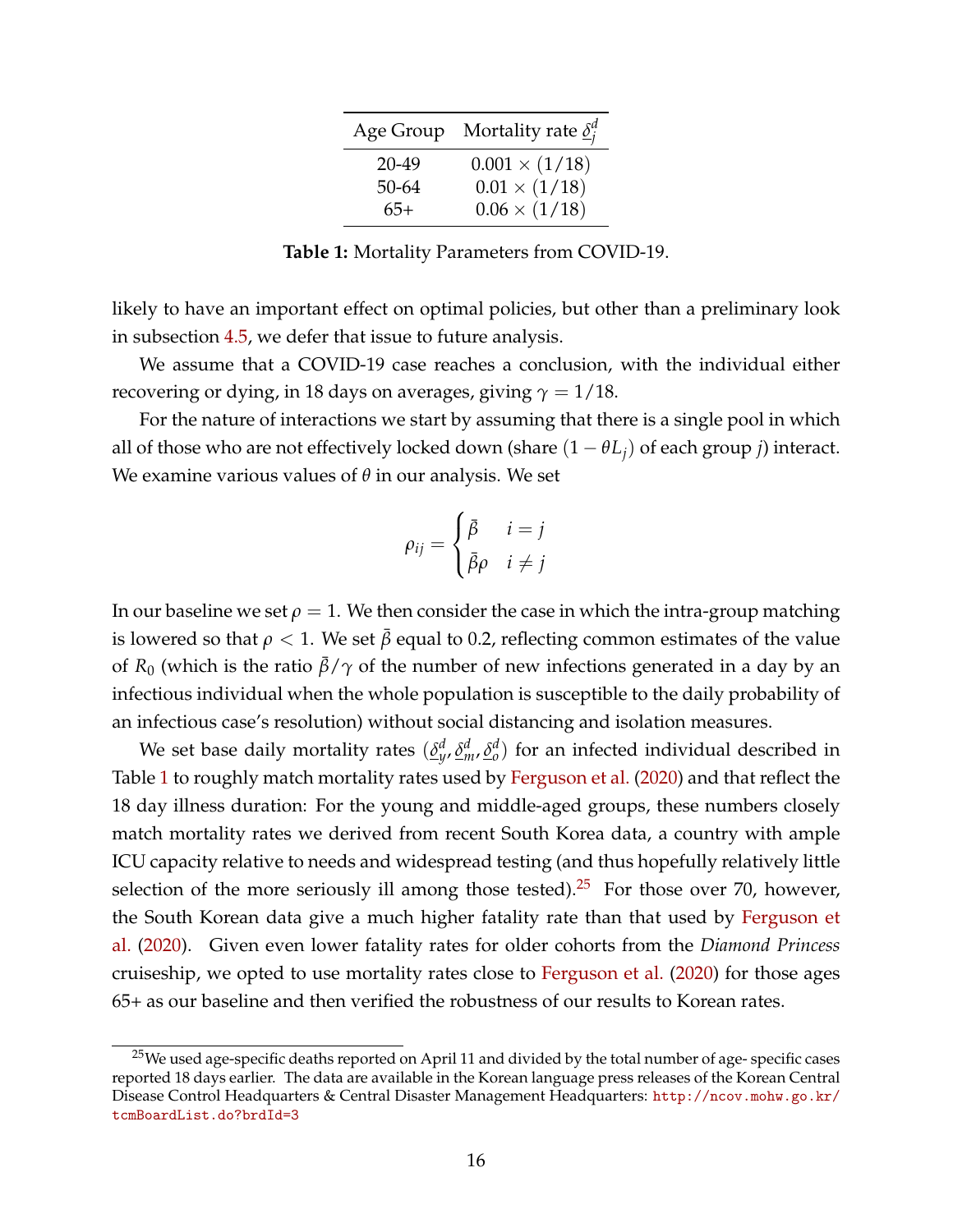| Age Group | Mortality rate $\underline{\delta}_j^d$ |
|---|---|
| 20-49 | $0.001 \times (1/18)$ |
| 50-64 | $0.01 \times (1/18)$ |
| 65+ | $0.06 \times (1/18)$ |

**Table 1:** Mortality Parameters from COVID-19.

likely to have an important effect on optimal policies, but other than a preliminary look in subsection 4.5, we defer that issue to future analysis.

We assume that a COVID-19 case reaches a conclusion, with the individual either recovering or dying, in 18 days on averages, giving $\gamma = 1/18$.

For the nature of interactions we start by assuming that there is a single pool in which all of those who are not effectively locked down (share $(1 - \theta L_j)$ of each group $j$) interact. We examine various values of $\theta$ in our analysis. We set

$$\rho_{ij} = \begin{cases} \bar{\beta} & i = j \\ \bar{\beta}\rho & i \neq j \end{cases}$$

In our baseline we set $\rho = 1$. We then consider the case in which the intra-group matching is lowered so that $\rho < 1$. We set $\bar{\beta}$ equal to 0.2, reflecting common estimates of the value of $R_0$ (which is the ratio $\bar{\beta}/\gamma$ of the number of new infections generated in a day by an infectious individual when the whole population is susceptible to the daily probability of an infectious case's resolution) without social distancing and isolation measures.

We set base daily mortality rates ($\underline{\delta}_y^d, \underline{\delta}_m^d, \underline{\delta}_o^d$) for an infected individual described in Table 1 to roughly match mortality rates used by Ferguson et al. (2020) and that reflect the 18 day illness duration: For the young and middle-aged groups, these numbers closely match mortality rates we derived from recent South Korea data, a country with ample ICU capacity relative to needs and widespread testing (and thus hopefully relatively little selection of the more seriously ill among those tested).[25] For those over 70, however, the South Korean data give a much higher fatality rate than that used by Ferguson et al. (2020). Given even lower fatality rates for older cohorts from the *Diamond Princess* cruiseship, we opted to use mortality rates close to Ferguson et al. (2020) for those ages 65+ as our baseline and then verified the robustness of our results to Korean rates.

[25] We used age-specific deaths reported on April 11 and divided by the total number of age- specific cases reported 18 days earlier. The data are available in the Korean language press releases of the Korean Central Disease Control Headquarters & Central Disaster Management Headquarters: http://ncov.mohw.go.kr/tcmBoardList.do?brdId=3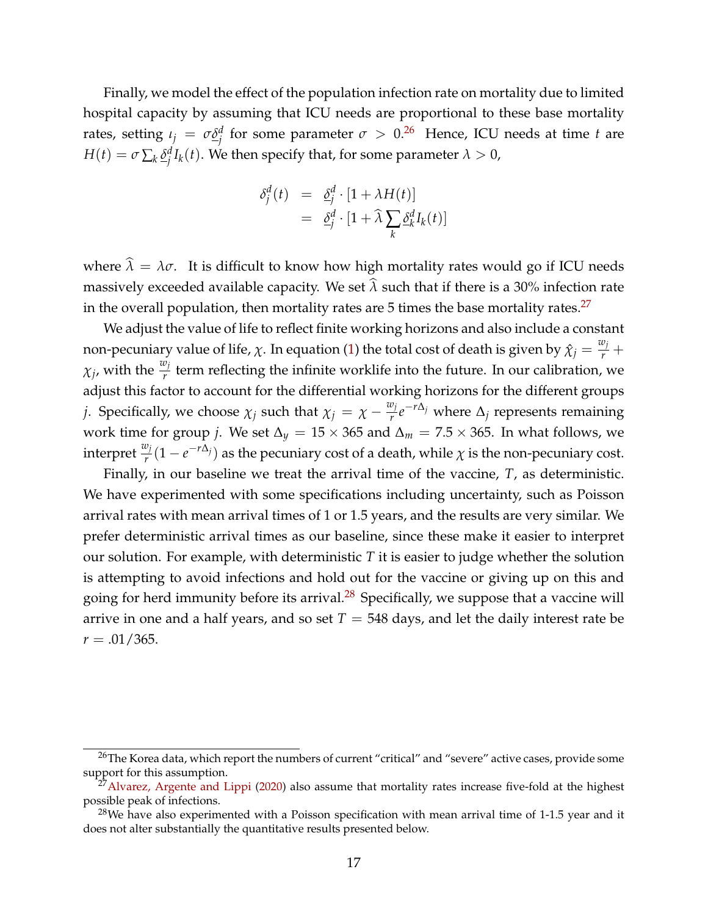Finally, we model the effect of the population infection rate on mortality due to limited hospital capacity by assuming that ICU needs are proportional to these base mortality rates, setting $\iota_j = \sigma \underline{\delta}^d_j$ for some parameter $\sigma > 0$.[26] Hence, ICU needs at time $t$ are $H(t) = \sigma \sum_k \underline{\delta}^d_j I_k(t)$. We then specify that, for some parameter $\lambda > 0$,

$$
\begin{aligned}
\delta^d_j(t) &= \underline{\delta}^d_j \cdot [1 + \lambda H(t)] \\
&= \underline{\delta}^d_j \cdot [1 + \widehat{\lambda} \sum_k \underline{\delta}^d_k I_k(t)]
\end{aligned}
$$

where $\widehat{\lambda} = \lambda\sigma$. It is difficult to know how high mortality rates would go if ICU needs massively exceeded available capacity. We set $\widehat{\lambda}$ such that if there is a 30% infection rate in the overall population, then mortality rates are 5 times the base mortality rates.[27]

We adjust the value of life to reflect finite working horizons and also include a constant non-pecuniary value of life, $\chi$. In equation (1) the total cost of death is given by $\hat{\chi}_j = \frac{w_j}{r} + \chi_j$, with the $\frac{w_j}{r}$ term reflecting the infinite worklife into the future. In our calibration, we adjust this factor to account for the differential working horizons for the different groups $j$. Specifically, we choose $\chi_j$ such that $\chi_j = \chi - \frac{w_j}{r} e^{-r\Delta_j}$ where $\Delta_j$ represents remaining work time for group $j$. We set $\Delta_y = 15 \times 365$ and $\Delta_m = 7.5 \times 365$. In what follows, we interpret $\frac{w_j}{r}(1 - e^{-r\Delta_j})$ as the pecuniary cost of a death, while $\chi$ is the non-pecuniary cost.

Finally, in our baseline we treat the arrival time of the vaccine, $T$, as deterministic. We have experimented with some specifications including uncertainty, such as Poisson arrival rates with mean arrival times of 1 or 1.5 years, and the results are very similar. We prefer deterministic arrival times as our baseline, since these make it easier to interpret our solution. For example, with deterministic $T$ it is easier to judge whether the solution is attempting to avoid infections and hold out for the vaccine or giving up on this and going for herd immunity before its arrival.[28] Specifically, we suppose that a vaccine will arrive in one and a half years, and so set $T = 548$ days, and let the daily interest rate be $r = .01/365$.

[26] The Korea data, which report the numbers of current "critical" and "severe" active cases, provide some support for this assumption.

[27] Alvarez, Argente and Lippi (2020) also assume that mortality rates increase five-fold at the highest possible peak of infections.

[28] We have also experimented with a Poisson specification with mean arrival time of 1-1.5 year and it does not alter substantially the quantitative results presented below.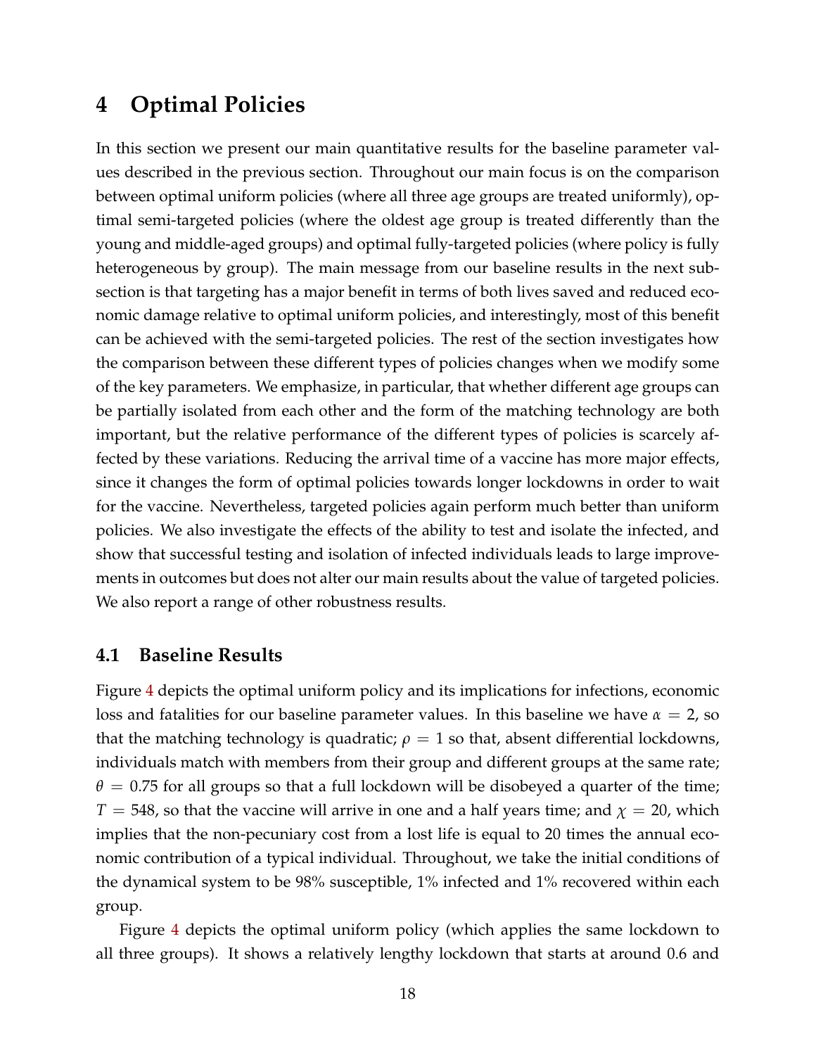# 4 Optimal Policies

In this section we present our main quantitative results for the baseline parameter values described in the previous section. Throughout our main focus is on the comparison between optimal uniform policies (where all three age groups are treated uniformly), optimal semi-targeted policies (where the oldest age group is treated differently than the young and middle-aged groups) and optimal fully-targeted policies (where policy is fully heterogeneous by group). The main message from our baseline results in the next subsection is that targeting has a major benefit in terms of both lives saved and reduced economic damage relative to optimal uniform policies, and interestingly, most of this benefit can be achieved with the semi-targeted policies. The rest of the section investigates how the comparison between these different types of policies changes when we modify some of the key parameters. We emphasize, in particular, that whether different age groups can be partially isolated from each other and the form of the matching technology are both important, but the relative performance of the different types of policies is scarcely affected by these variations. Reducing the arrival time of a vaccine has more major effects, since it changes the form of optimal policies towards longer lockdowns in order to wait for the vaccine. Nevertheless, targeted policies again perform much better than uniform policies. We also investigate the effects of the ability to test and isolate the infected, and show that successful testing and isolation of infected individuals leads to large improvements in outcomes but does not alter our main results about the value of targeted policies. We also report a range of other robustness results.

## 4.1 Baseline Results

Figure 4 depicts the optimal uniform policy and its implications for infections, economic loss and fatalities for our baseline parameter values. In this baseline we have $\alpha = 2$, so that the matching technology is quadratic; $\rho = 1$ so that, absent differential lockdowns, individuals match with members from their group and different groups at the same rate; $\theta = 0.75$ for all groups so that a full lockdown will be disobeyed a quarter of the time; $T = 548$, so that the vaccine will arrive in one and a half years time; and $\chi = 20$, which implies that the non-pecuniary cost from a lost life is equal to 20 times the annual economic contribution of a typical individual. Throughout, we take the initial conditions of the dynamical system to be 98% susceptible, 1% infected and 1% recovered within each group.

Figure 4 depicts the optimal uniform policy (which applies the same lockdown to all three groups). It shows a relatively lengthy lockdown that starts at around 0.6 and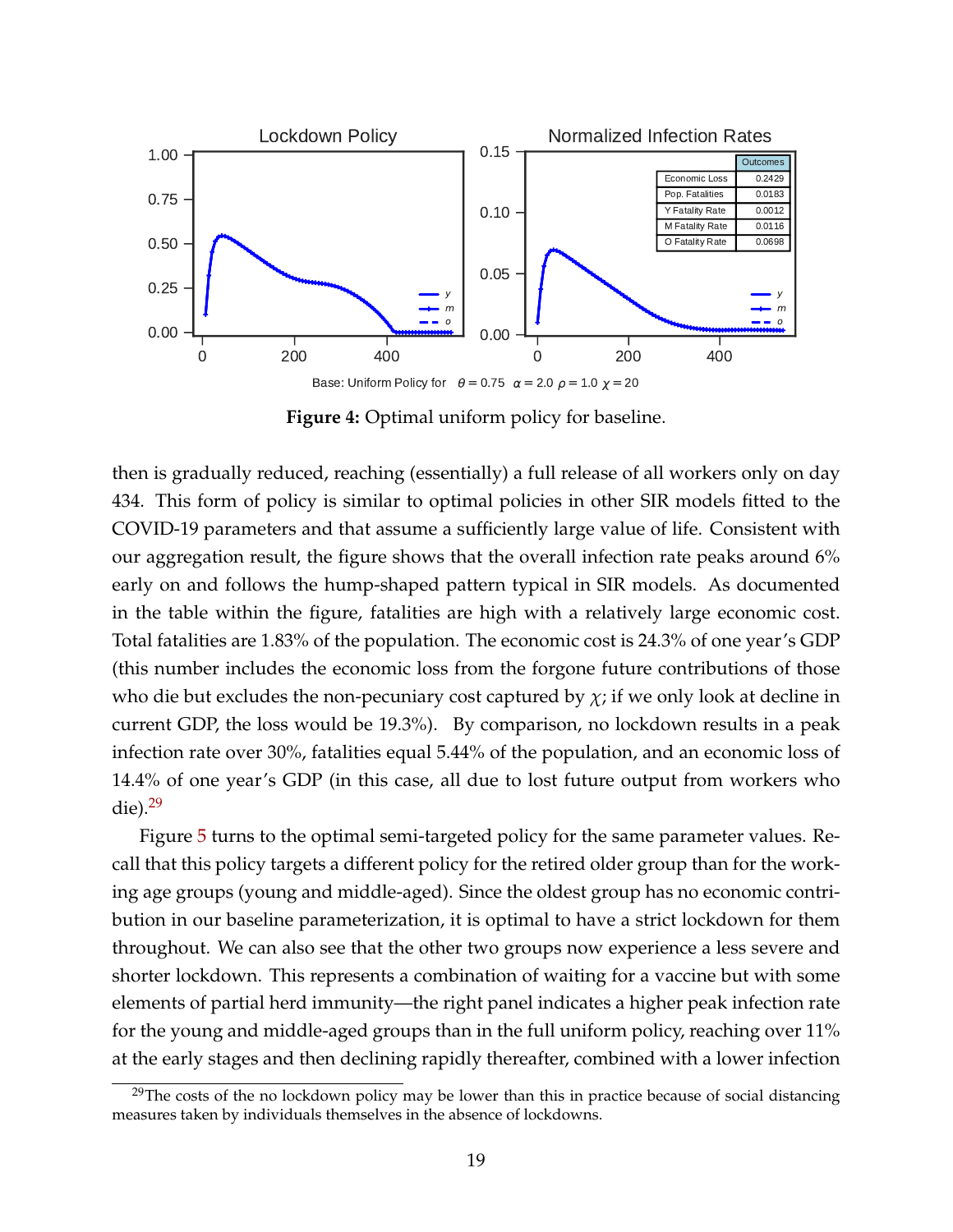| Outcomes | |
|---|---|
| Economic Loss | 0.2429 |
| Pop. Fatalities | 0.0183 |
| Y Fatality Rate | 0.0012 |
| M Fatality Rate | 0.0116 |
| O Fatality Rate | 0.0698 |

Base: Uniform Policy for $\theta = 0.75$ $\alpha = 2.0$ $\rho = 1.0$ $\chi = 20$

**Figure 4:** Optimal uniform policy for baseline.

then is gradually reduced, reaching (essentially) a full release of all workers only on day 434. This form of policy is similar to optimal policies in other SIR models fitted to the COVID-19 parameters and that assume a sufficiently large value of life. Consistent with our aggregation result, the figure shows that the overall infection rate peaks around 6% early on and follows the hump-shaped pattern typical in SIR models. As documented in the table within the figure, fatalities are high with a relatively large economic cost. Total fatalities are 1.83% of the population. The economic cost is 24.3% of one year's GDP (this number includes the economic loss from the forgone future contributions of those who die but excludes the non-pecuniary cost captured by $\chi$; if we only look at decline in current GDP, the loss would be 19.3%). By comparison, no lockdown results in a peak infection rate over 30%, fatalities equal 5.44% of the population, and an economic loss of 14.4% of one year's GDP (in this case, all due to lost future output from workers who die).[29]

Figure 5 turns to the optimal semi-targeted policy for the same parameter values. Recall that this policy targets a different policy for the retired older group than for the working age groups (young and middle-aged). Since the oldest group has no economic contribution in our baseline parameterization, it is optimal to have a strict lockdown for them throughout. We can also see that the other two groups now experience a less severe and shorter lockdown. This represents a combination of waiting for a vaccine but with some elements of partial herd immunity—the right panel indicates a higher peak infection rate for the young and middle-aged groups than in the full uniform policy, reaching over 11% at the early stages and then declining rapidly thereafter, combined with a lower infection

[29] The costs of the no lockdown policy may be lower than this in practice because of social distancing measures taken by individuals themselves in the absence of lockdowns.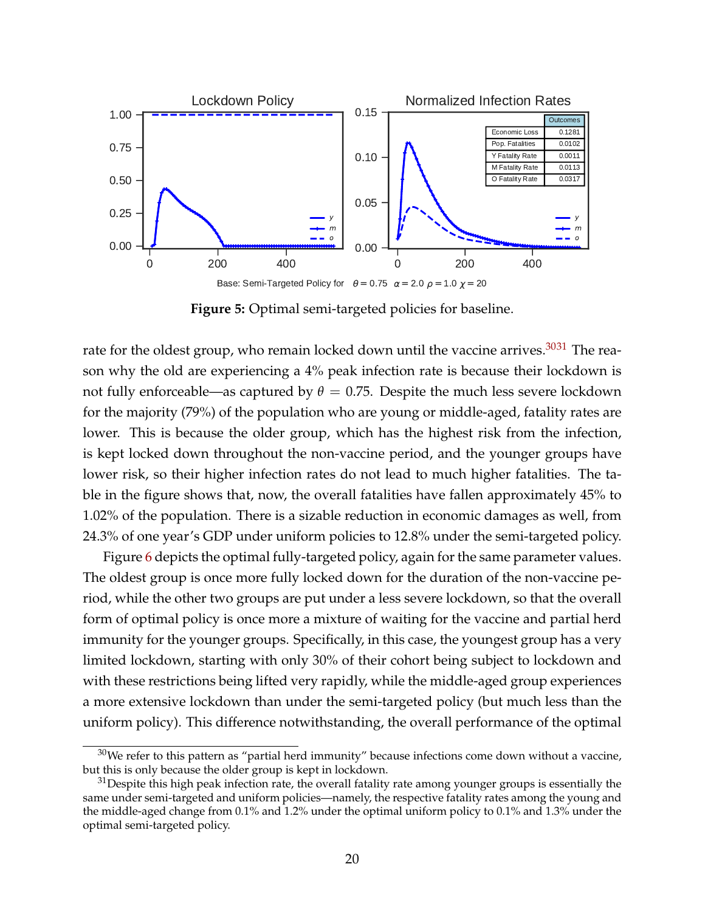Base: Semi-Targeted Policy for $\theta = 0.75$ $\alpha = 2.0$ $\rho = 1.0$ $\chi = 20$

| Outcomes | |
|---|---|
| Economic Loss | 0.1281 |
| Pop. Fatalities | 0.0102 |
| Y Fatality Rate | 0.0011 |
| M Fatality Rate | 0.0113 |
| O Fatality Rate | 0.0317 |

**Figure 5:** Optimal semi-targeted policies for baseline.

rate for the oldest group, who remain locked down until the vaccine arrives.[30][31] The reason why the old are experiencing a 4% peak infection rate is because their lockdown is not fully enforceable—as captured by $\theta = 0.75$. Despite the much less severe lockdown for the majority (79%) of the population who are young or middle-aged, fatality rates are lower. This is because the older group, which has the highest risk from the infection, is kept locked down throughout the non-vaccine period, and the younger groups have lower risk, so their higher infection rates do not lead to much higher fatalities. The table in the figure shows that, now, the overall fatalities have fallen approximately 45% to 1.02% of the population. There is a sizable reduction in economic damages as well, from 24.3% of one year's GDP under uniform policies to 12.8% under the semi-targeted policy.

Figure 6 depicts the optimal fully-targeted policy, again for the same parameter values. The oldest group is once more fully locked down for the duration of the non-vaccine period, while the other two groups are put under a less severe lockdown, so that the overall form of optimal policy is once more a mixture of waiting for the vaccine and partial herd immunity for the younger groups. Specifically, in this case, the youngest group has a very limited lockdown, starting with only 30% of their cohort being subject to lockdown and with these restrictions being lifted very rapidly, while the middle-aged group experiences a more extensive lockdown than under the semi-targeted policy (but much less than the uniform policy). This difference notwithstanding, the overall performance of the optimal

[30] We refer to this pattern as "partial herd immunity" because infections come down without a vaccine, but this is only because the older group is kept in lockdown.

[31] Despite this high peak infection rate, the overall fatality rate among younger groups is essentially the same under semi-targeted and uniform policies—namely, the respective fatality rates among the young and the middle-aged change from 0.1% and 1.2% under the optimal uniform policy to 0.1% and 1.3% under the optimal semi-targeted policy.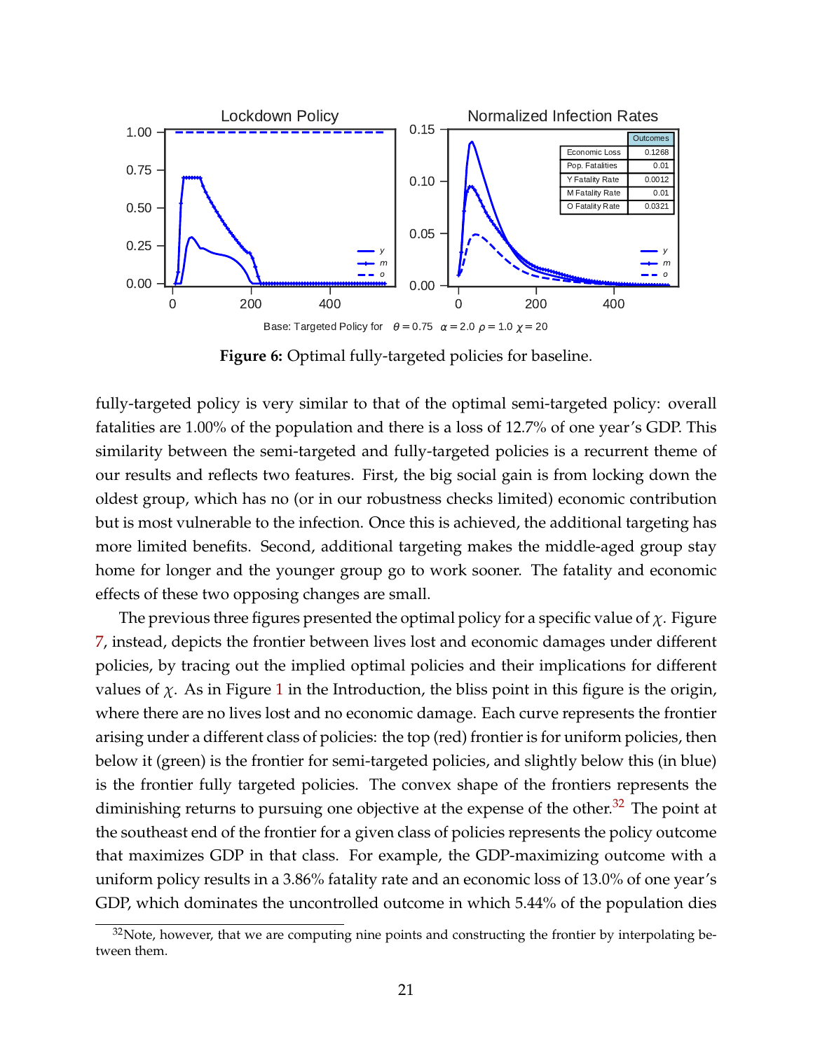Figure 6: Optimal fully-targeted policies for baseline.

fully-targeted policy is very similar to that of the optimal semi-targeted policy: overall fatalities are 1.00% of the population and there is a loss of 12.7% of one year's GDP. This similarity between the semi-targeted and fully-targeted policies is a recurrent theme of our results and reflects two features. First, the big social gain is from locking down the oldest group, which has no (or in our robustness checks limited) economic contribution but is most vulnerable to the infection. Once this is achieved, the additional targeting has more limited benefits. Second, additional targeting makes the middle-aged group stay home for longer and the younger group go to work sooner. The fatality and economic effects of these two opposing changes are small.

The previous three figures presented the optimal policy for a specific value of $\chi$. Figure 7, instead, depicts the frontier between lives lost and economic damages under different policies, by tracing out the implied optimal policies and their implications for different values of $\chi$. As in Figure 1 in the Introduction, the bliss point in this figure is the origin, where there are no lives lost and no economic damage. Each curve represents the frontier arising under a different class of policies: the top (red) frontier is for uniform policies, then below it (green) is the frontier for semi-targeted policies, and slightly below this (in blue) is the frontier fully targeted policies. The convex shape of the frontiers represents the diminishing returns to pursuing one objective at the expense of the other.[32] The point at the southeast end of the frontier for a given class of policies represents the policy outcome that maximizes GDP in that class. For example, the GDP-maximizing outcome with a uniform policy results in a 3.86% fatality rate and an economic loss of 13.0% of one year's GDP, which dominates the uncontrolled outcome in which 5.44% of the population dies

[32] Note, however, that we are computing nine points and constructing the frontier by interpolating between them.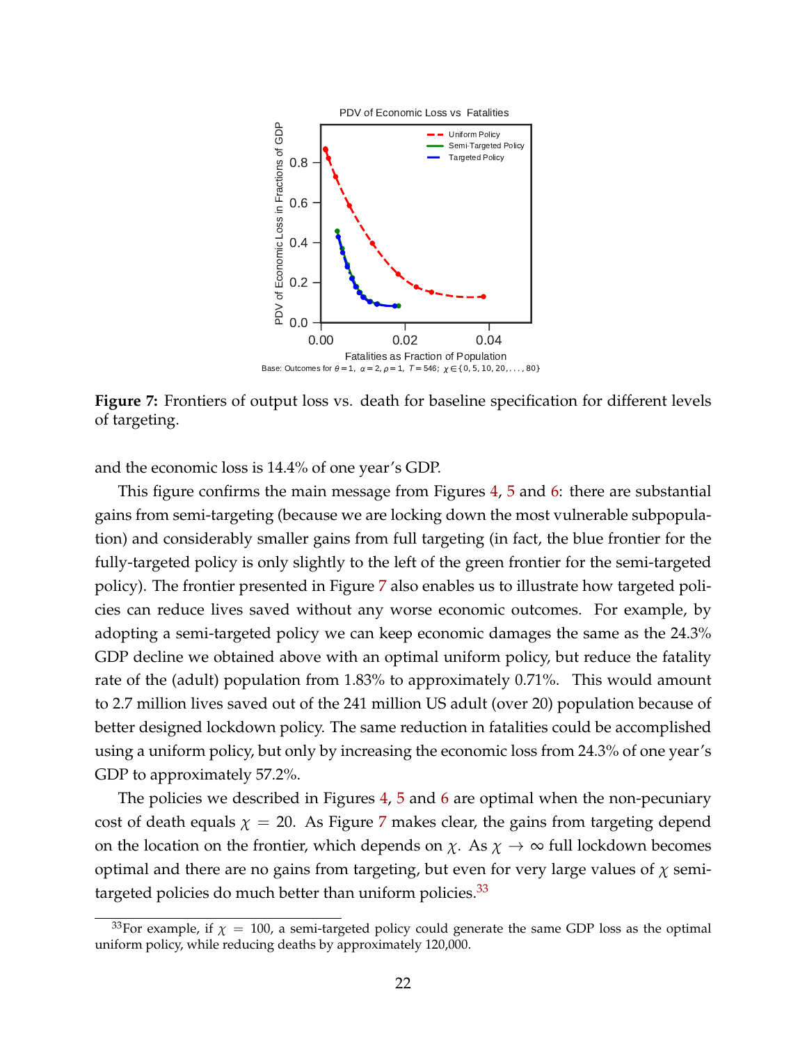**Figure 7:** Frontiers of output loss vs. death for baseline specification for different levels of targeting.

and the economic loss is 14.4% of one year's GDP.

This figure confirms the main message from Figures 4, 5 and 6: there are substantial gains from semi-targeting (because we are locking down the most vulnerable subpopulation) and considerably smaller gains from full targeting (in fact, the blue frontier for the fully-targeted policy is only slightly to the left of the green frontier for the semi-targeted policy). The frontier presented in Figure 7 also enables us to illustrate how targeted policies can reduce lives saved without any worse economic outcomes. For example, by adopting a semi-targeted policy we can keep economic damages the same as the 24.3% GDP decline we obtained above with an optimal uniform policy, but reduce the fatality rate of the (adult) population from 1.83% to approximately 0.71%. This would amount to 2.7 million lives saved out of the 241 million US adult (over 20) population because of better designed lockdown policy. The same reduction in fatalities could be accomplished using a uniform policy, but only by increasing the economic loss from 24.3% of one year's GDP to approximately 57.2%.

The policies we described in Figures 4, 5 and 6 are optimal when the non-pecuniary cost of death equals $\chi = 20$. As Figure 7 makes clear, the gains from targeting depend on the location on the frontier, which depends on $\chi$. As $\chi \to \infty$ full lockdown becomes optimal and there are no gains from targeting, but even for very large values of $\chi$ semi-targeted policies do much better than uniform policies.[33]

[33] For example, if $\chi = 100$, a semi-targeted policy could generate the same GDP loss as the optimal uniform policy, while reducing deaths by approximately 120,000.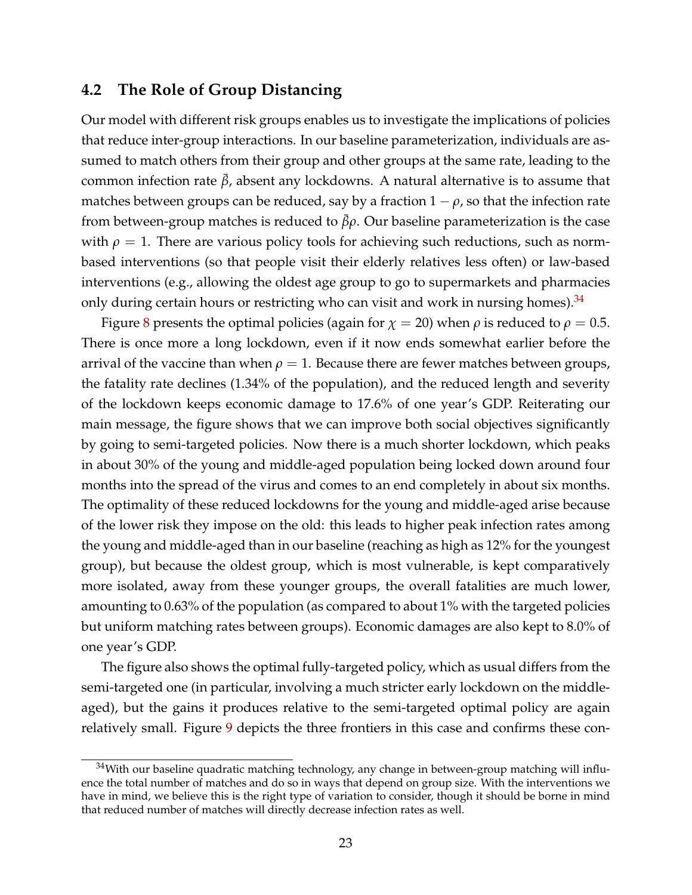### 4.2 The Role of Group Distancing

Our model with different risk groups enables us to investigate the implications of policies that reduce inter-group interactions. In our baseline parameterization, individuals are assumed to match others from their group and other groups at the same rate, leading to the common infection rate $\bar{\beta}$, absent any lockdowns. A natural alternative is to assume that matches between groups can be reduced, say by a fraction $1-\rho$, so that the infection rate from between-group matches is reduced to $\bar{\beta}\rho$. Our baseline parameterization is the case with $\rho = 1$. There are various policy tools for achieving such reductions, such as norm-based interventions (so that people visit their elderly relatives less often) or law-based interventions (e.g., allowing the oldest age group to go to supermarkets and pharmacies only during certain hours or restricting who can visit and work in nursing homes).[34]

Figure 8 presents the optimal policies (again for $\chi = 20$) when $\rho$ is reduced to $\rho = 0.5$. There is once more a long lockdown, even if it now ends somewhat earlier before the arrival of the vaccine than when $\rho = 1$. Because there are fewer matches between groups, the fatality rate declines (1.34% of the population), and the reduced length and severity of the lockdown keeps economic damage to 17.6% of one year's GDP. Reiterating our main message, the figure shows that we can improve both social objectives significantly by going to semi-targeted policies. Now there is a much shorter lockdown, which peaks in about 30% of the young and middle-aged population being locked down around four months into the spread of the virus and comes to an end completely in about six months. The optimality of these reduced lockdowns for the young and middle-aged arise because of the lower risk they impose on the old: this leads to higher peak infection rates among the young and middle-aged than in our baseline (reaching as high as 12% for the youngest group), but because the oldest group, which is most vulnerable, is kept comparatively more isolated, away from these younger groups, the overall fatalities are much lower, amounting to 0.63% of the population (as compared to about 1% with the targeted policies but uniform matching rates between groups). Economic damages are also kept to 8.0% of one year's GDP.

The figure also shows the optimal fully-targeted policy, which as usual differs from the semi-targeted one (in particular, involving a much stricter early lockdown on the middle-aged), but the gains it produces relative to the semi-targeted optimal policy are again relatively small. Figure 9 depicts the three frontiers in this case and confirms these con-

[34] With our baseline quadratic matching technology, any change in between-group matching will influence the total number of matches and do so in ways that depend on group size. With the interventions we have in mind, we believe this is the right type of variation to consider, though it should be borne in mind that reduced number of matches will directly decrease infection rates as well.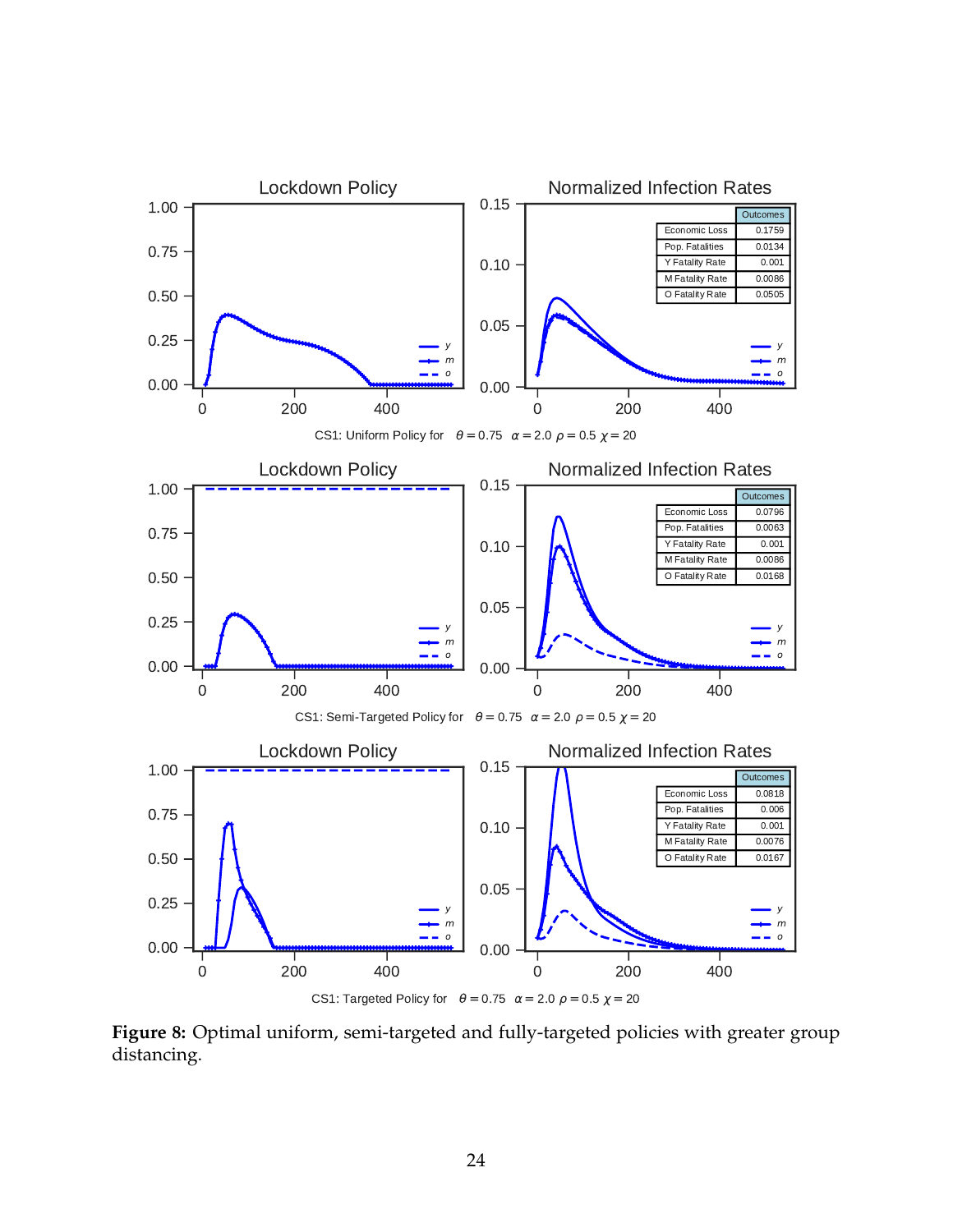| Outcomes | |
|---|---|
| Economic Loss | 0.1759 |
| Pop. Fatalities | 0.0134 |
| Y Fatality Rate | 0.001 |
| M Fatality Rate | 0.0086 |
| O Fatality Rate | 0.0505 |

CS1: Uniform Policy for $\theta = 0.75$ $\alpha = 2.0$ $\rho = 0.5$ $\chi = 20$

| Outcomes | |
|---|---|
| Economic Loss | 0.0796 |
| Pop. Fatalities | 0.0063 |
| Y Fatality Rate | 0.001 |
| M Fatality Rate | 0.0086 |
| O Fatality Rate | 0.0168 |

CS1: Semi-Targeted Policy for $\theta = 0.75$ $\alpha = 2.0$ $\rho = 0.5$ $\chi = 20$

| Outcomes | |
|---|---|
| Economic Loss | 0.0818 |
| Pop. Fatalities | 0.006 |
| Y Fatality Rate | 0.001 |
| M Fatality Rate | 0.0076 |
| O Fatality Rate | 0.0167 |

CS1: Targeted Policy for $\theta = 0.75$ $\alpha = 2.0$ $\rho = 0.5$ $\chi = 20$

**Figure 8:** Optimal uniform, semi-targeted and fully-targeted policies with greater group distancing.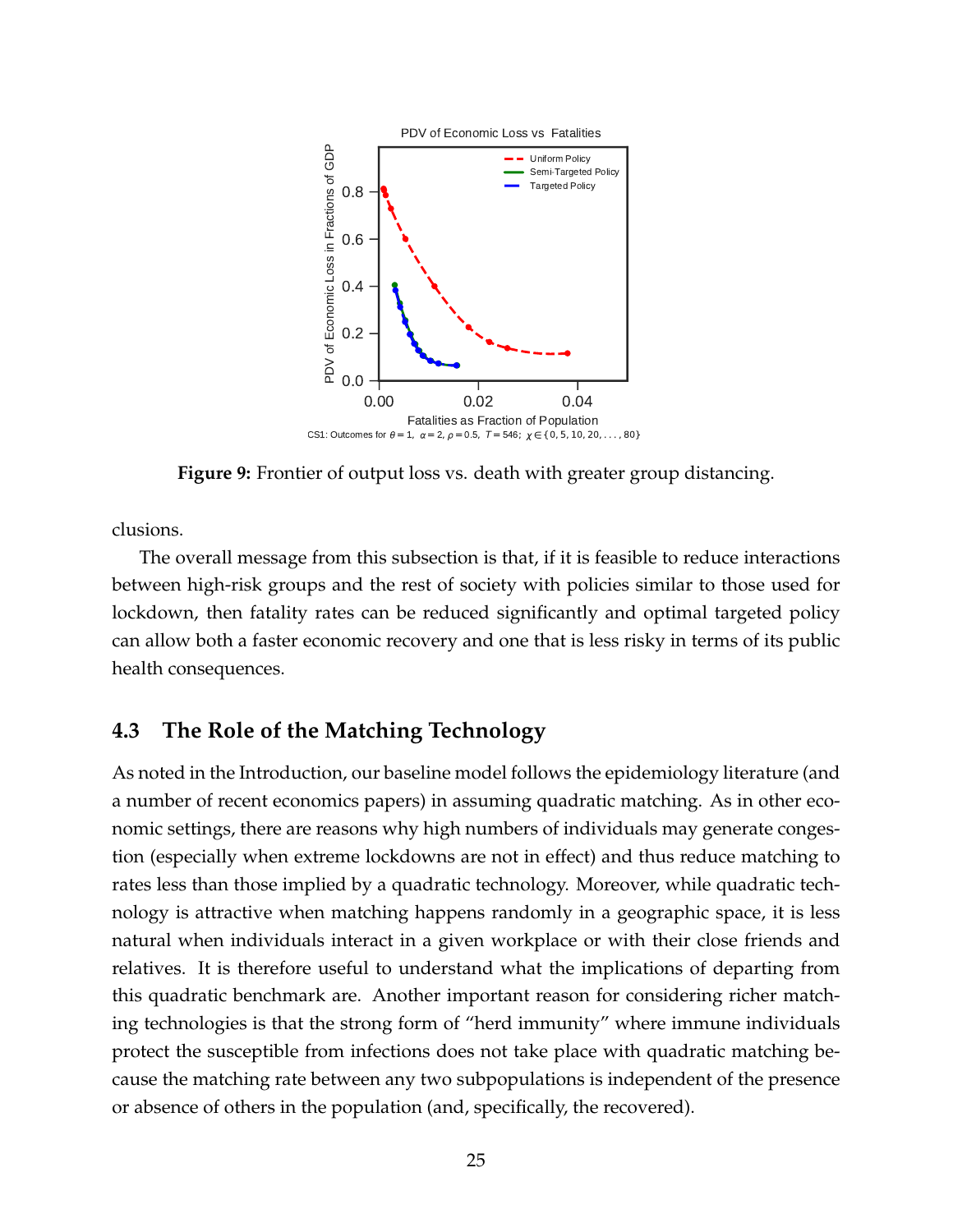**Figure 9:** Frontier of output loss vs. death with greater group distancing.

clusions.

The overall message from this subsection is that, if it is feasible to reduce interactions between high-risk groups and the rest of society with policies similar to those used for lockdown, then fatality rates can be reduced significantly and optimal targeted policy can allow both a faster economic recovery and one that is less risky in terms of its public health consequences.

### 4.3 The Role of the Matching Technology

As noted in the Introduction, our baseline model follows the epidemiology literature (and a number of recent economics papers) in assuming quadratic matching. As in other economic settings, there are reasons why high numbers of individuals may generate congestion (especially when extreme lockdowns are not in effect) and thus reduce matching to rates less than those implied by a quadratic technology. Moreover, while quadratic technology is attractive when matching happens randomly in a geographic space, it is less natural when individuals interact in a given workplace or with their close friends and relatives. It is therefore useful to understand what the implications of departing from this quadratic benchmark are. Another important reason for considering richer matching technologies is that the strong form of "herd immunity" where immune individuals protect the susceptible from infections does not take place with quadratic matching because the matching rate between any two subpopulations is independent of the presence or absence of others in the population (and, specifically, the recovered).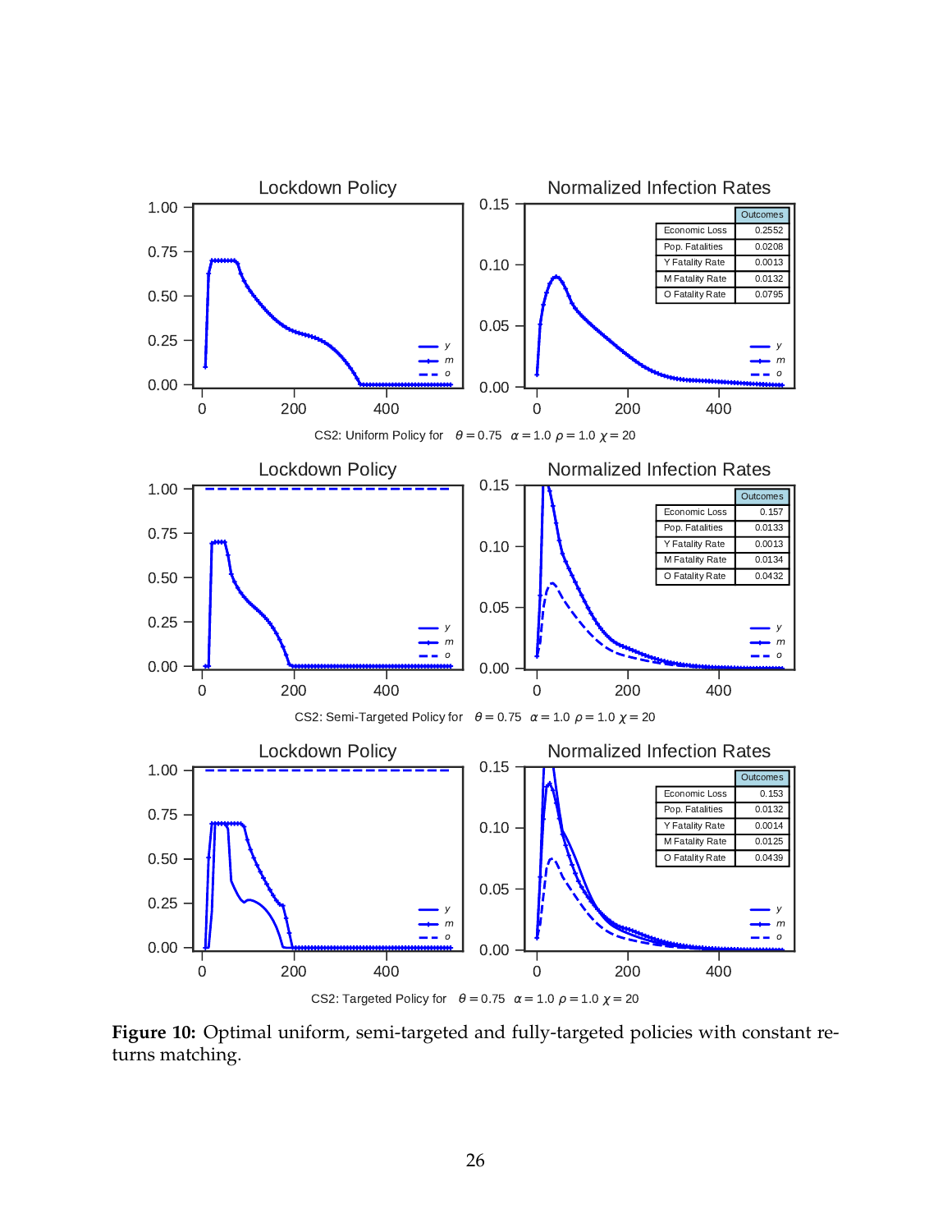Lockdown Policy

Normalized Infection Rates

| Outcomes | |
|---|---|
| Economic Loss | 0.2552 |
| Pop. Fatalities | 0.0208 |
| Y Fatality Rate | 0.0013 |
| M Fatality Rate | 0.0132 |
| O Fatality Rate | 0.0795 |

CS2: Uniform Policy for $\theta = 0.75$ $\alpha = 1.0$ $\rho = 1.0$ $\chi = 20$

Lockdown Policy

Normalized Infection Rates

| Outcomes | |
|---|---|
| Economic Loss | 0.157 |
| Pop. Fatalities | 0.0133 |
| Y Fatality Rate | 0.0013 |
| M Fatality Rate | 0.0134 |
| O Fatality Rate | 0.0432 |

CS2: Semi-Targeted Policy for $\theta = 0.75$ $\alpha = 1.0$ $\rho = 1.0$ $\chi = 20$

Lockdown Policy

Normalized Infection Rates

| Outcomes | |
|---|---|
| Economic Loss | 0.153 |
| Pop. Fatalities | 0.0132 |
| Y Fatality Rate | 0.0014 |
| M Fatality Rate | 0.0125 |
| O Fatality Rate | 0.0439 |

CS2: Targeted Policy for $\theta = 0.75$ $\alpha = 1.0$ $\rho = 1.0$ $\chi = 20$

**Figure 10:** Optimal uniform, semi-targeted and fully-targeted policies with constant returns matching.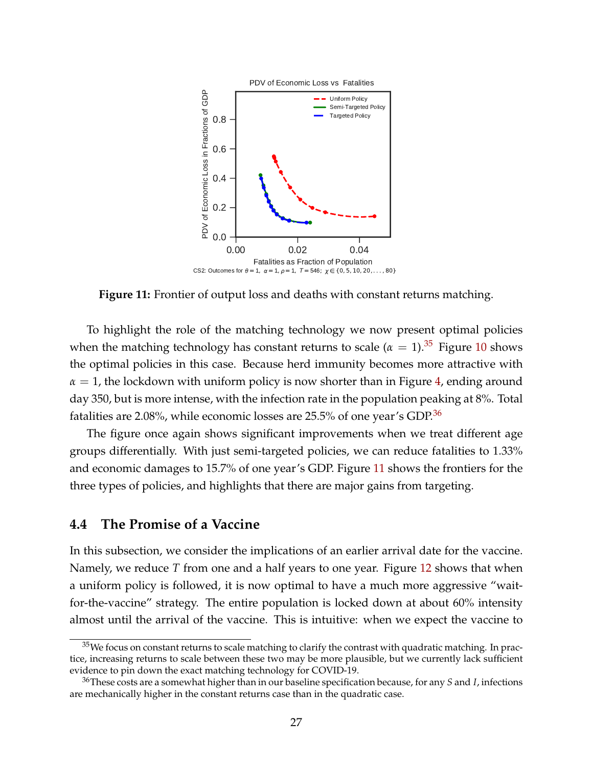**Figure 11:** Frontier of output loss and deaths with constant returns matching.

To highlight the role of the matching technology we now present optimal policies when the matching technology has constant returns to scale ($\alpha = 1$).[35] Figure 10 shows the optimal policies in this case. Because herd immunity becomes more attractive with $\alpha = 1$, the lockdown with uniform policy is now shorter than in Figure 4, ending around day 350, but is more intense, with the infection rate in the population peaking at 8%. Total fatalities are 2.08%, while economic losses are 25.5% of one year's GDP.[36]

The figure once again shows significant improvements when we treat different age groups differentially. With just semi-targeted policies, we can reduce fatalities to 1.33% and economic damages to 15.7% of one year's GDP. Figure 11 shows the frontiers for the three types of policies, and highlights that there are major gains from targeting.

## 4.4 The Promise of a Vaccine

In this subsection, we consider the implications of an earlier arrival date for the vaccine. Namely, we reduce $T$ from one and a half years to one year. Figure 12 shows that when a uniform policy is followed, it is now optimal to have a much more aggressive "wait-for-the-vaccine" strategy. The entire population is locked down at about 60% intensity almost until the arrival of the vaccine. This is intuitive: when we expect the vaccine to

[35] We focus on constant returns to scale matching to clarify the contrast with quadratic matching. In practice, increasing returns to scale between these two may be more plausible, but we currently lack sufficient evidence to pin down the exact matching technology for COVID-19.

[36] These costs are a somewhat higher than in our baseline specification because, for any $S$ and $I$, infections are mechanically higher in the constant returns case than in the quadratic case.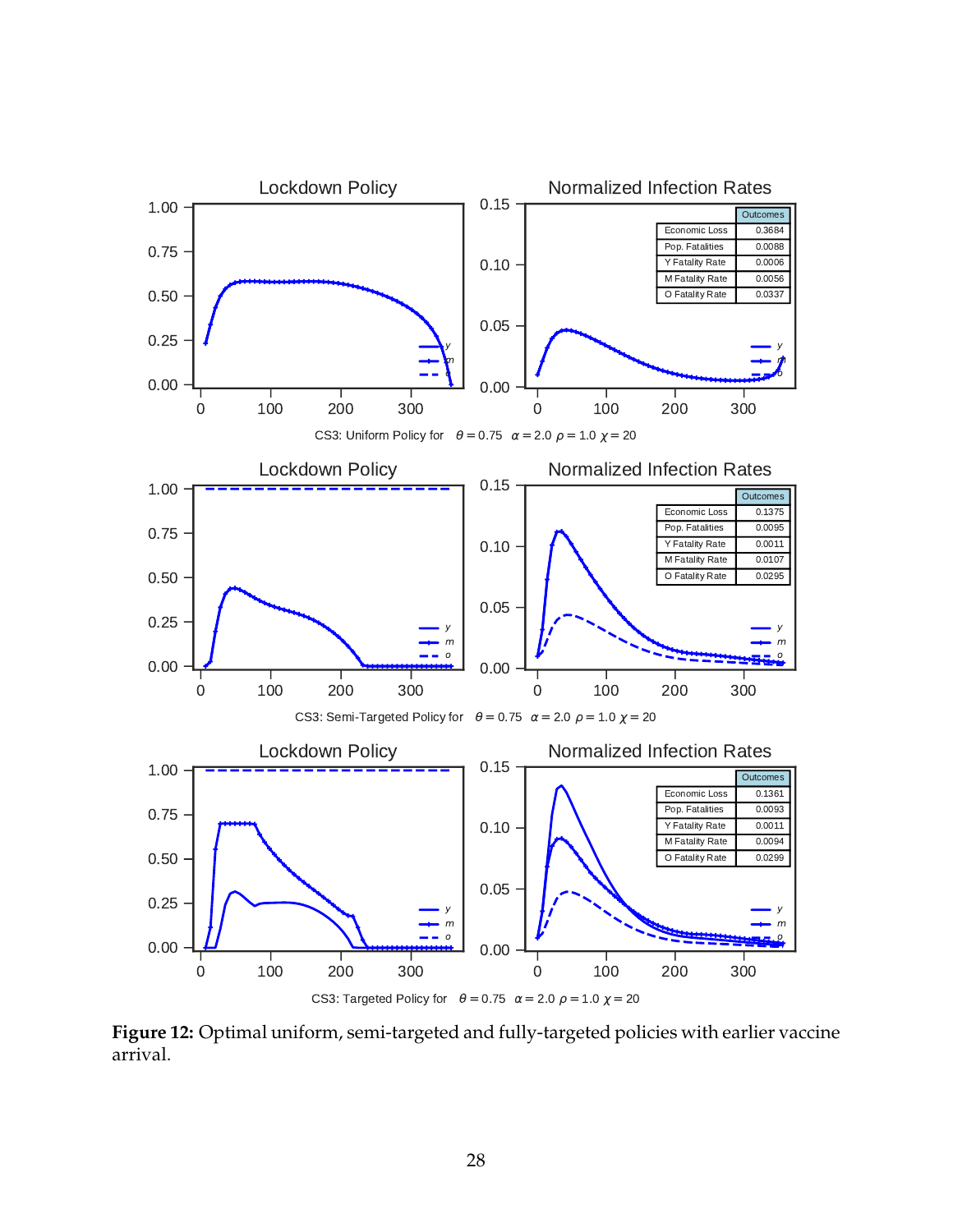**Figure 12:** Optimal uniform, semi-targeted and fully-targeted policies with earlier vaccine arrival.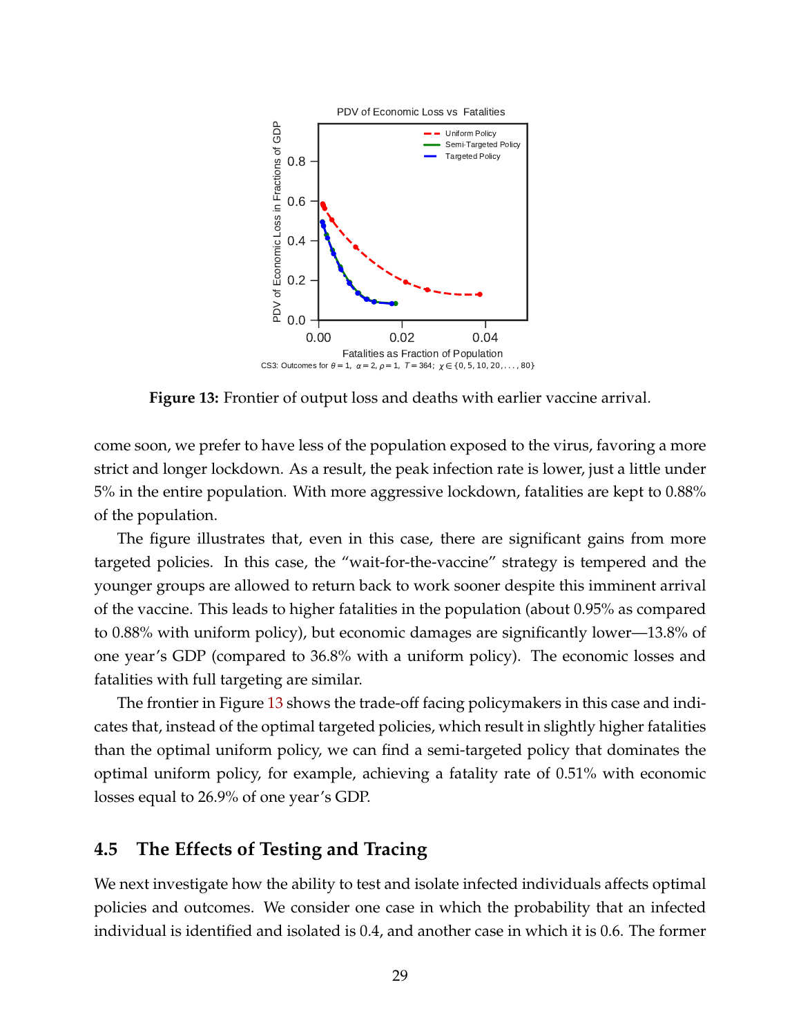PDV of Economic Loss vs Fatalities

CS3: Outcomes for $\theta = 1$, $\alpha = 2$, $\rho = 1$, $T = 364$; $\chi \in \{0, 5, 10, 20, \ldots, 80\}$

**Figure 13:** Frontier of output loss and deaths with earlier vaccine arrival.

come soon, we prefer to have less of the population exposed to the virus, favoring a more strict and longer lockdown. As a result, the peak infection rate is lower, just a little under 5% in the entire population. With more aggressive lockdown, fatalities are kept to 0.88% of the population.

The figure illustrates that, even in this case, there are significant gains from more targeted policies. In this case, the "wait-for-the-vaccine" strategy is tempered and the younger groups are allowed to return back to work sooner despite this imminent arrival of the vaccine. This leads to higher fatalities in the population (about 0.95% as compared to 0.88% with uniform policy), but economic damages are significantly lower—13.8% of one year's GDP (compared to 36.8% with a uniform policy). The economic losses and fatalities with full targeting are similar.

The frontier in Figure 13 shows the trade-off facing policymakers in this case and indicates that, instead of the optimal targeted policies, which result in slightly higher fatalities than the optimal uniform policy, we can find a semi-targeted policy that dominates the optimal uniform policy, for example, achieving a fatality rate of 0.51% with economic losses equal to 26.9% of one year's GDP.

## 4.5 The Effects of Testing and Tracing

We next investigate how the ability to test and isolate infected individuals affects optimal policies and outcomes. We consider one case in which the probability that an infected individual is identified and isolated is 0.4, and another case in which it is 0.6. The former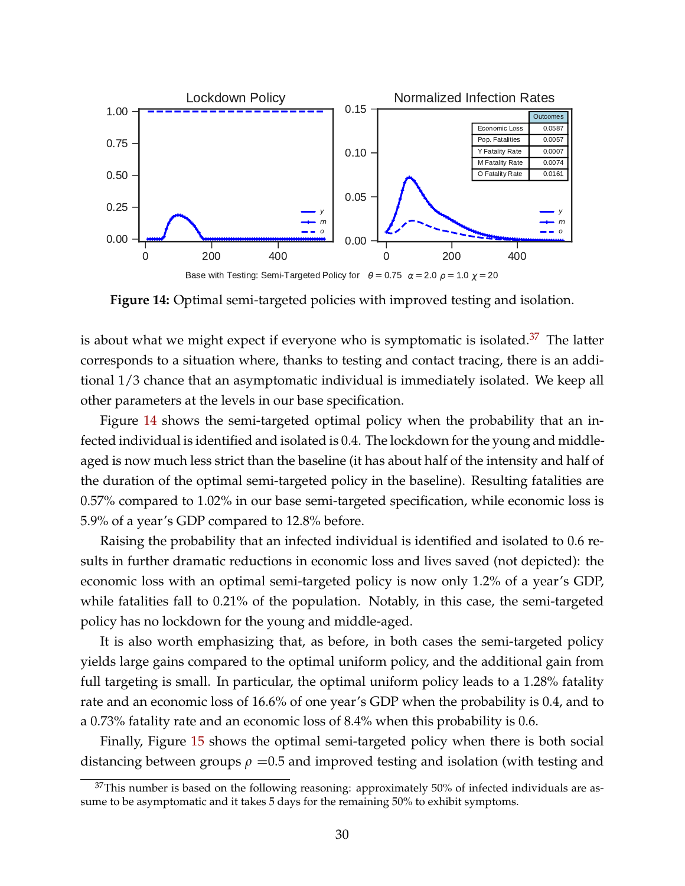**Figure 14:** Optimal semi-targeted policies with improved testing and isolation.

is about what we might expect if everyone who is symptomatic is isolated.[37] The latter corresponds to a situation where, thanks to testing and contact tracing, there is an additional 1/3 chance that an asymptomatic individual is immediately isolated. We keep all other parameters at the levels in our base specification.

Figure 14 shows the semi-targeted optimal policy when the probability that an infected individual is identified and isolated is 0.4. The lockdown for the young and middle-aged is now much less strict than the baseline (it has about half of the intensity and half of the duration of the optimal semi-targeted policy in the baseline). Resulting fatalities are 0.57% compared to 1.02% in our base semi-targeted specification, while economic loss is 5.9% of a year's GDP compared to 12.8% before.

Raising the probability that an infected individual is identified and isolated to 0.6 results in further dramatic reductions in economic loss and lives saved (not depicted): the economic loss with an optimal semi-targeted policy is now only 1.2% of a year's GDP, while fatalities fall to 0.21% of the population. Notably, in this case, the semi-targeted policy has no lockdown for the young and middle-aged.

It is also worth emphasizing that, as before, in both cases the semi-targeted policy yields large gains compared to the optimal uniform policy, and the additional gain from full targeting is small. In particular, the optimal uniform policy leads to a 1.28% fatality rate and an economic loss of 16.6% of one year's GDP when the probability is 0.4, and to a 0.73% fatality rate and an economic loss of 8.4% when this probability is 0.6.

Finally, Figure 15 shows the optimal semi-targeted policy when there is both social distancing between groups $\rho$ =0.5 and improved testing and isolation (with testing and

[37] This number is based on the following reasoning: approximately 50% of infected individuals are assume to be asymptomatic and it takes 5 days for the remaining 50% to exhibit symptoms.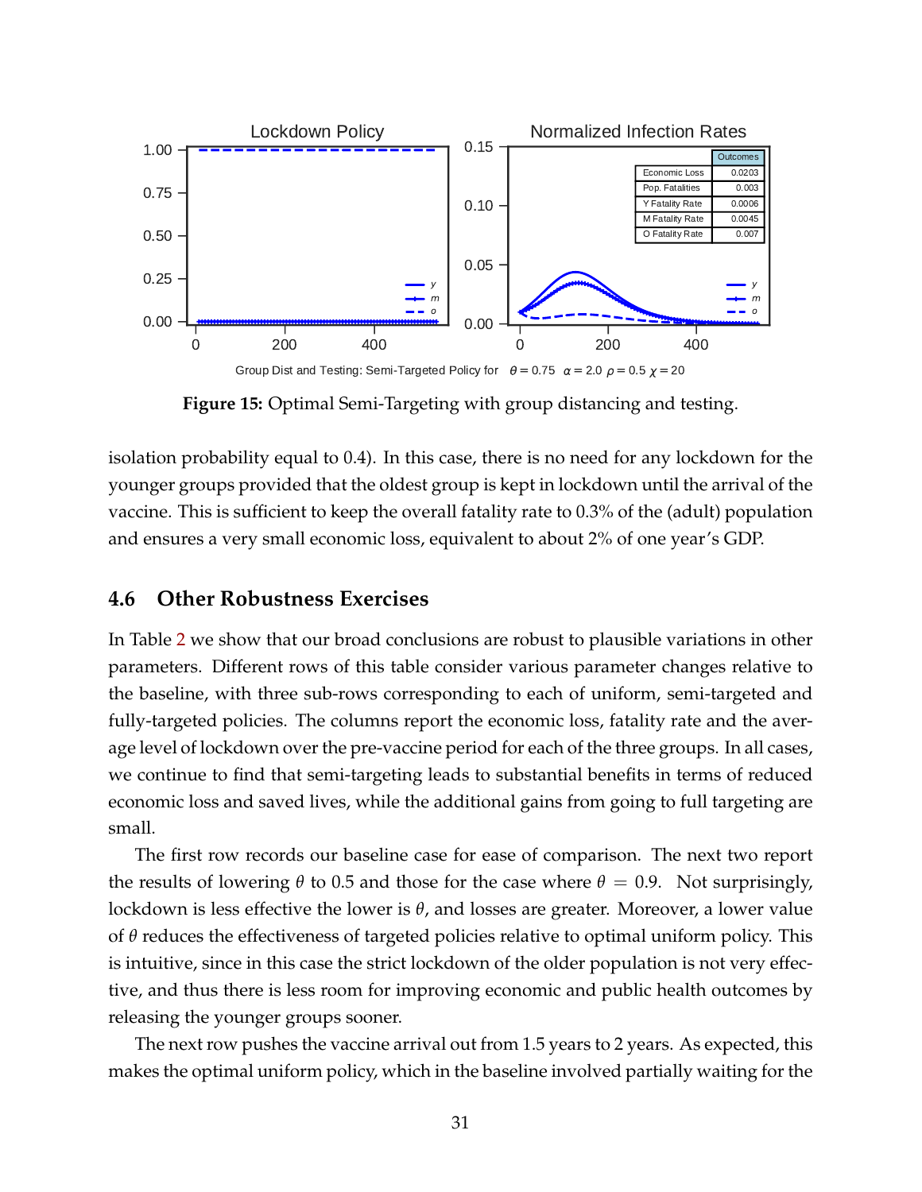**Figure 15:** Optimal Semi-Targeting with group distancing and testing.

isolation probability equal to 0.4). In this case, there is no need for any lockdown for the younger groups provided that the oldest group is kept in lockdown until the arrival of the vaccine. This is sufficient to keep the overall fatality rate to 0.3% of the (adult) population and ensures a very small economic loss, equivalent to about 2% of one year's GDP.

## 4.6 Other Robustness Exercises

In Table 2 we show that our broad conclusions are robust to plausible variations in other parameters. Different rows of this table consider various parameter changes relative to the baseline, with three sub-rows corresponding to each of uniform, semi-targeted and fully-targeted policies. The columns report the economic loss, fatality rate and the average level of lockdown over the pre-vaccine period for each of the three groups. In all cases, we continue to find that semi-targeting leads to substantial benefits in terms of reduced economic loss and saved lives, while the additional gains from going to full targeting are small.

The first row records our baseline case for ease of comparison. The next two report the results of lowering $\theta$ to 0.5 and those for the case where $\theta = 0.9$. Not surprisingly, lockdown is less effective the lower is $\theta$, and losses are greater. Moreover, a lower value of $\theta$ reduces the effectiveness of targeted policies relative to optimal uniform policy. This is intuitive, since in this case the strict lockdown of the older population is not very effective, and thus there is less room for improving economic and public health outcomes by releasing the younger groups sooner.

The next row pushes the vaccine arrival out from 1.5 years to 2 years. As expected, this makes the optimal uniform policy, which in the baseline involved partially waiting for the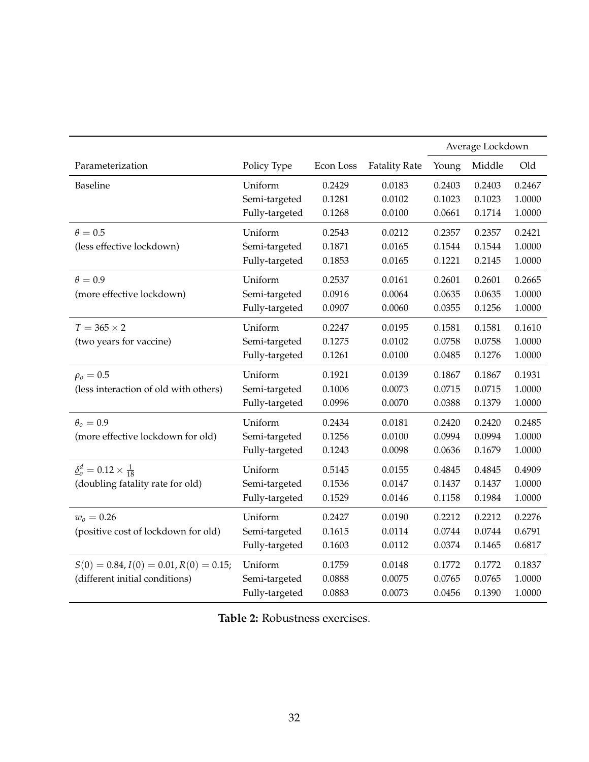| Parameterization | Policy Type | Econ Loss | Fatality Rate | Average Lockdown | | |
|---|---|---|---|---|---|---|
| | | | | Young | Middle | Old |
| Baseline | Uniform | 0.2429 | 0.0183 | 0.2403 | 0.2403 | 0.2467 |
| | Semi-targeted | 0.1281 | 0.0102 | 0.1023 | 0.1023 | 1.0000 |
| | Fully-targeted | 0.1268 | 0.0100 | 0.0661 | 0.1714 | 1.0000 |
| $\theta = 0.5$ | Uniform | 0.2543 | 0.0212 | 0.2357 | 0.2357 | 0.2421 |
| (less effective lockdown) | Semi-targeted | 0.1871 | 0.0165 | 0.1544 | 0.1544 | 1.0000 |
| | Fully-targeted | 0.1853 | 0.0165 | 0.1221 | 0.2145 | 1.0000 |
| $\theta = 0.9$ | Uniform | 0.2537 | 0.0161 | 0.2601 | 0.2601 | 0.2665 |
| (more effective lockdown) | Semi-targeted | 0.0916 | 0.0064 | 0.0635 | 0.0635 | 1.0000 |
| | Fully-targeted | 0.0907 | 0.0060 | 0.0355 | 0.1256 | 1.0000 |
| $T = 365 \times 2$ | Uniform | 0.2247 | 0.0195 | 0.1581 | 0.1581 | 0.1610 |
| (two years for vaccine) | Semi-targeted | 0.1275 | 0.0102 | 0.0758 | 0.0758 | 1.0000 |
| | Fully-targeted | 0.1261 | 0.0100 | 0.0485 | 0.1276 | 1.0000 |
| $\rho_o = 0.5$ | Uniform | 0.1921 | 0.0139 | 0.1867 | 0.1867 | 0.1931 |
| (less interaction of old with others) | Semi-targeted | 0.1006 | 0.0073 | 0.0715 | 0.0715 | 1.0000 |
| | Fully-targeted | 0.0996 | 0.0070 | 0.0388 | 0.1379 | 1.0000 |
| $\theta_o = 0.9$ | Uniform | 0.2434 | 0.0181 | 0.2420 | 0.2420 | 0.2485 |
| (more effective lockdown for old) | Semi-targeted | 0.1256 | 0.0100 | 0.0994 | 0.0994 | 1.0000 |
| | Fully-targeted | 0.1243 | 0.0098 | 0.0636 | 0.1679 | 1.0000 |
| $\underline{\delta}_o^d = 0.12 \times \frac{1}{18}$ | Uniform | 0.5145 | 0.0155 | 0.4845 | 0.4845 | 0.4909 |
| (doubling fatality rate for old) | Semi-targeted | 0.1536 | 0.0147 | 0.1437 | 0.1437 | 1.0000 |
| | Fully-targeted | 0.1529 | 0.0146 | 0.1158 | 0.1984 | 1.0000 |
| $w_o = 0.26$ | Uniform | 0.2427 | 0.0190 | 0.2212 | 0.2212 | 0.2276 |
| (positive cost of lockdown for old) | Semi-targeted | 0.1615 | 0.0114 | 0.0744 | 0.0744 | 0.6791 |
| | Fully-targeted | 0.1603 | 0.0112 | 0.0374 | 0.1465 | 0.6817 |
| $S(0) = 0.84, I(0) = 0.01, R(0) = 0.15$; | Uniform | 0.1759 | 0.0148 | 0.1772 | 0.1772 | 0.1837 |
| (different initial conditions) | Semi-targeted | 0.0888 | 0.0075 | 0.0765 | 0.0765 | 1.0000 |
| | Fully-targeted | 0.0883 | 0.0073 | 0.0456 | 0.1390 | 1.0000 |

**Table 2:** Robustness exercises.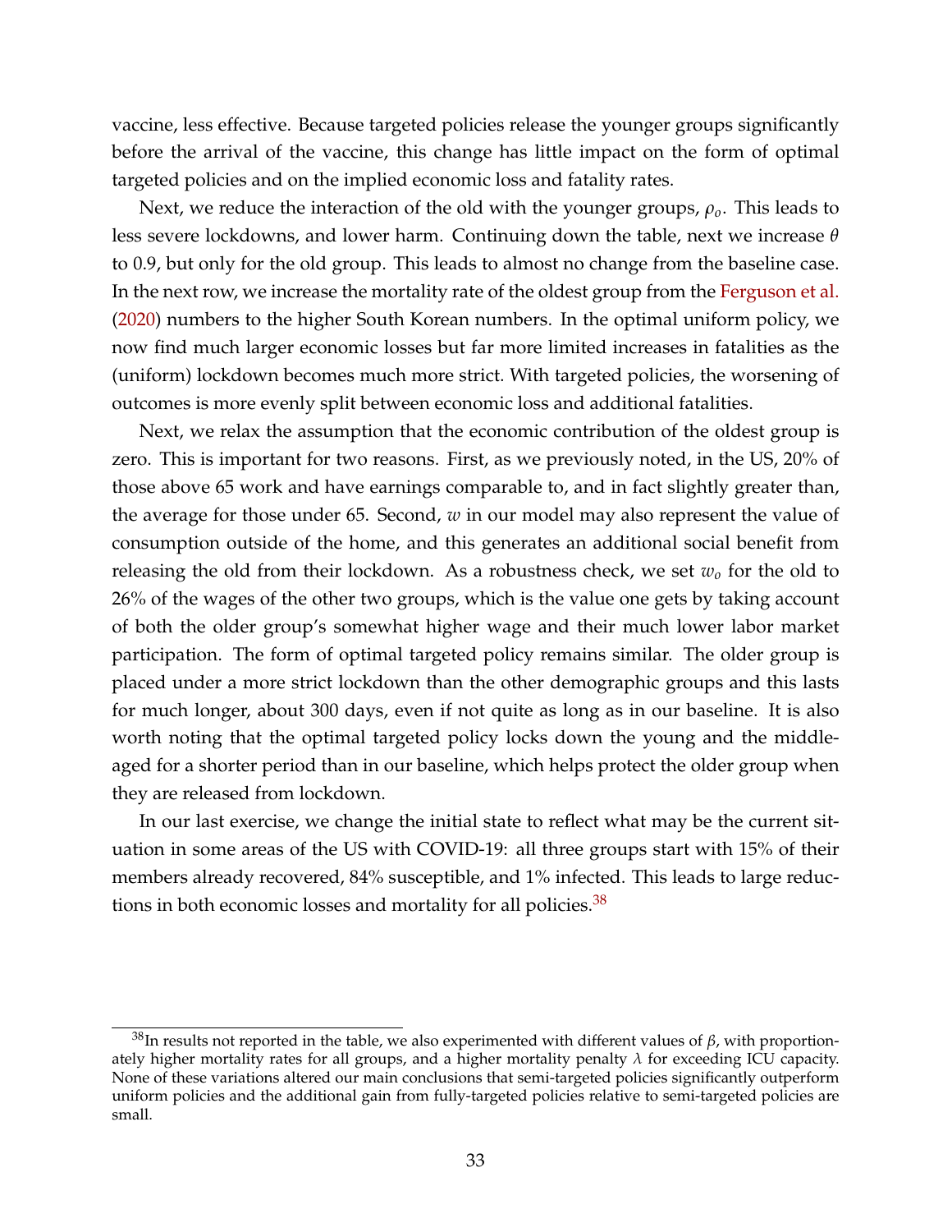vaccine, less effective. Because targeted policies release the younger groups significantly before the arrival of the vaccine, this change has little impact on the form of optimal targeted policies and on the implied economic loss and fatality rates.

Next, we reduce the interaction of the old with the younger groups, $\rho_o$. This leads to less severe lockdowns, and lower harm. Continuing down the table, next we increase $\theta$ to 0.9, but only for the old group. This leads to almost no change from the baseline case. In the next row, we increase the mortality rate of the oldest group from the Ferguson et al. (2020) numbers to the higher South Korean numbers. In the optimal uniform policy, we now find much larger economic losses but far more limited increases in fatalities as the (uniform) lockdown becomes much more strict. With targeted policies, the worsening of outcomes is more evenly split between economic loss and additional fatalities.

Next, we relax the assumption that the economic contribution of the oldest group is zero. This is important for two reasons. First, as we previously noted, in the US, 20% of those above 65 work and have earnings comparable to, and in fact slightly greater than, the average for those under 65. Second, $w$ in our model may also represent the value of consumption outside of the home, and this generates an additional social benefit from releasing the old from their lockdown. As a robustness check, we set $w_o$ for the old to 26% of the wages of the other two groups, which is the value one gets by taking account of both the older group's somewhat higher wage and their much lower labor market participation. The form of optimal targeted policy remains similar. The older group is placed under a more strict lockdown than the other demographic groups and this lasts for much longer, about 300 days, even if not quite as long as in our baseline. It is also worth noting that the optimal targeted policy locks down the young and the middle-aged for a shorter period than in our baseline, which helps protect the older group when they are released from lockdown.

In our last exercise, we change the initial state to reflect what may be the current situation in some areas of the US with COVID-19: all three groups start with 15% of their members already recovered, 84% susceptible, and 1% infected. This leads to large reductions in both economic losses and mortality for all policies.[38]

[38] In results not reported in the table, we also experimented with different values of $\beta$, with proportionately higher mortality rates for all groups, and a higher mortality penalty $\lambda$ for exceeding ICU capacity. None of these variations altered our main conclusions that semi-targeted policies significantly outperform uniform policies and the additional gain from fully-targeted policies relative to semi-targeted policies are small.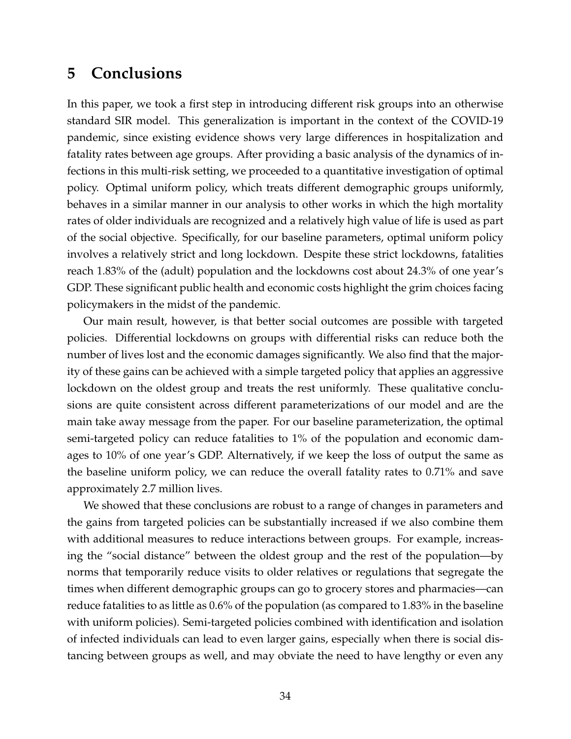## 5 Conclusions

In this paper, we took a first step in introducing different risk groups into an otherwise standard SIR model. This generalization is important in the context of the COVID-19 pandemic, since existing evidence shows very large differences in hospitalization and fatality rates between age groups. After providing a basic analysis of the dynamics of infections in this multi-risk setting, we proceeded to a quantitative investigation of optimal policy. Optimal uniform policy, which treats different demographic groups uniformly, behaves in a similar manner in our analysis to other works in which the high mortality rates of older individuals are recognized and a relatively high value of life is used as part of the social objective. Specifically, for our baseline parameters, optimal uniform policy involves a relatively strict and long lockdown. Despite these strict lockdowns, fatalities reach 1.83% of the (adult) population and the lockdowns cost about 24.3% of one year's GDP. These significant public health and economic costs highlight the grim choices facing policymakers in the midst of the pandemic.

Our main result, however, is that better social outcomes are possible with targeted policies. Differential lockdowns on groups with differential risks can reduce both the number of lives lost and the economic damages significantly. We also find that the majority of these gains can be achieved with a simple targeted policy that applies an aggressive lockdown on the oldest group and treats the rest uniformly. These qualitative conclusions are quite consistent across different parameterizations of our model and are the main take away message from the paper. For our baseline parameterization, the optimal semi-targeted policy can reduce fatalities to 1% of the population and economic damages to 10% of one year's GDP. Alternatively, if we keep the loss of output the same as the baseline uniform policy, we can reduce the overall fatality rates to 0.71% and save approximately 2.7 million lives.

We showed that these conclusions are robust to a range of changes in parameters and the gains from targeted policies can be substantially increased if we also combine them with additional measures to reduce interactions between groups. For example, increasing the "social distance" between the oldest group and the rest of the population—by norms that temporarily reduce visits to older relatives or regulations that segregate the times when different demographic groups can go to grocery stores and pharmacies—can reduce fatalities to as little as 0.6% of the population (as compared to 1.83% in the baseline with uniform policies). Semi-targeted policies combined with identification and isolation of infected individuals can lead to even larger gains, especially when there is social distancing between groups as well, and may obviate the need to have lengthy or even any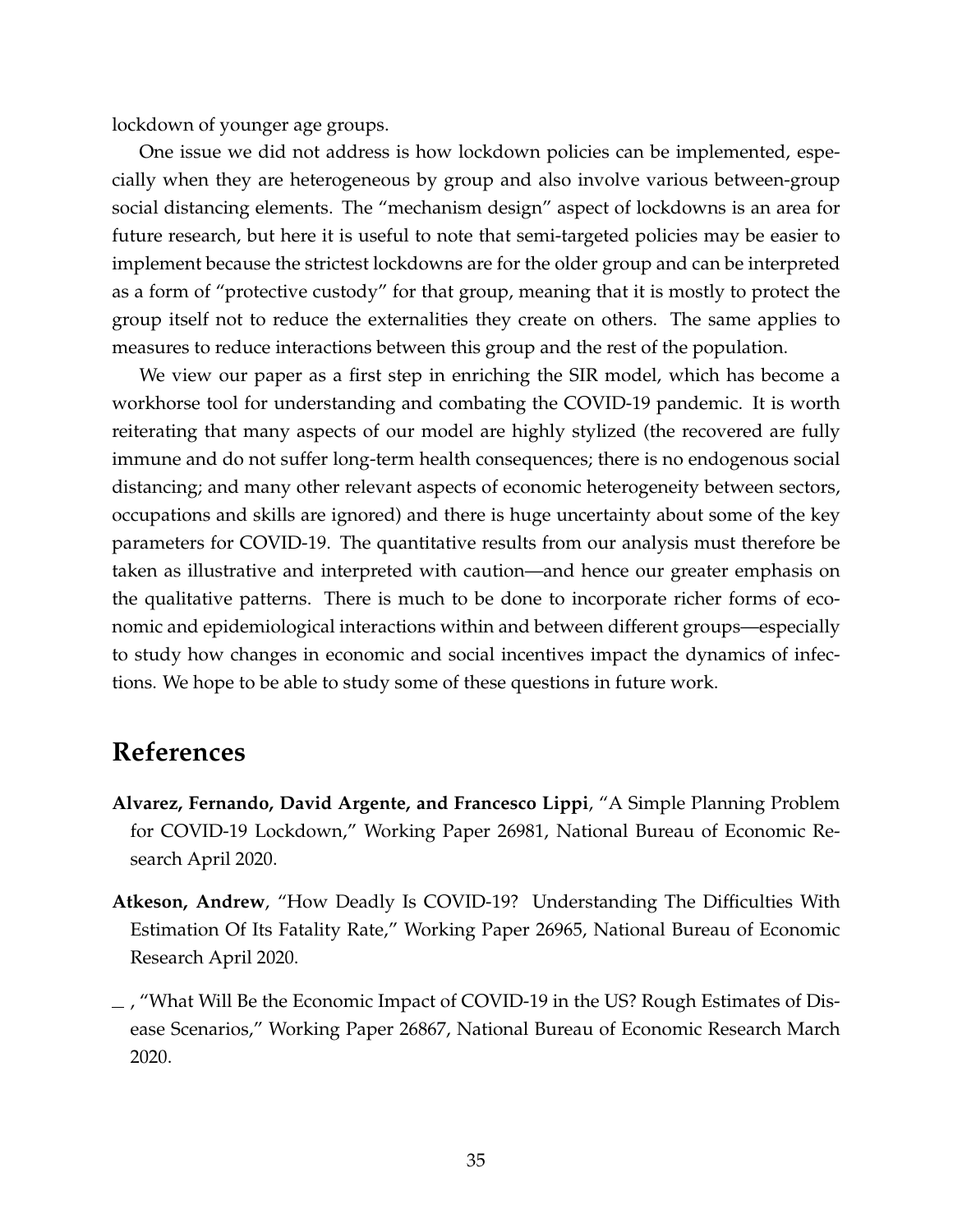lockdown of younger age groups.

One issue we did not address is how lockdown policies can be implemented, especially when they are heterogeneous by group and also involve various between-group social distancing elements. The "mechanism design" aspect of lockdowns is an area for future research, but here it is useful to note that semi-targeted policies may be easier to implement because the strictest lockdowns are for the older group and can be interpreted as a form of "protective custody" for that group, meaning that it is mostly to protect the group itself not to reduce the externalities they create on others. The same applies to measures to reduce interactions between this group and the rest of the population.

We view our paper as a first step in enriching the SIR model, which has become a workhorse tool for understanding and combating the COVID-19 pandemic. It is worth reiterating that many aspects of our model are highly stylized (the recovered are fully immune and do not suffer long-term health consequences; there is no endogenous social distancing; and many other relevant aspects of economic heterogeneity between sectors, occupations and skills are ignored) and there is huge uncertainty about some of the key parameters for COVID-19. The quantitative results from our analysis must therefore be taken as illustrative and interpreted with caution—and hence our greater emphasis on the qualitative patterns. There is much to be done to incorporate richer forms of economic and epidemiological interactions within and between different groups—especially to study how changes in economic and social incentives impact the dynamics of infections. We hope to be able to study some of these questions in future work.

# References

**Alvarez, Fernando, David Argente, and Francesco Lippi**, "A Simple Planning Problem for COVID-19 Lockdown," Working Paper 26981, National Bureau of Economic Research April 2020.

**Atkeson, Andrew**, "How Deadly Is COVID-19? Understanding The Difficulties With Estimation Of Its Fatality Rate," Working Paper 26965, National Bureau of Economic Research April 2020.

_ , "What Will Be the Economic Impact of COVID-19 in the US? Rough Estimates of Disease Scenarios," Working Paper 26867, National Bureau of Economic Research March 2020.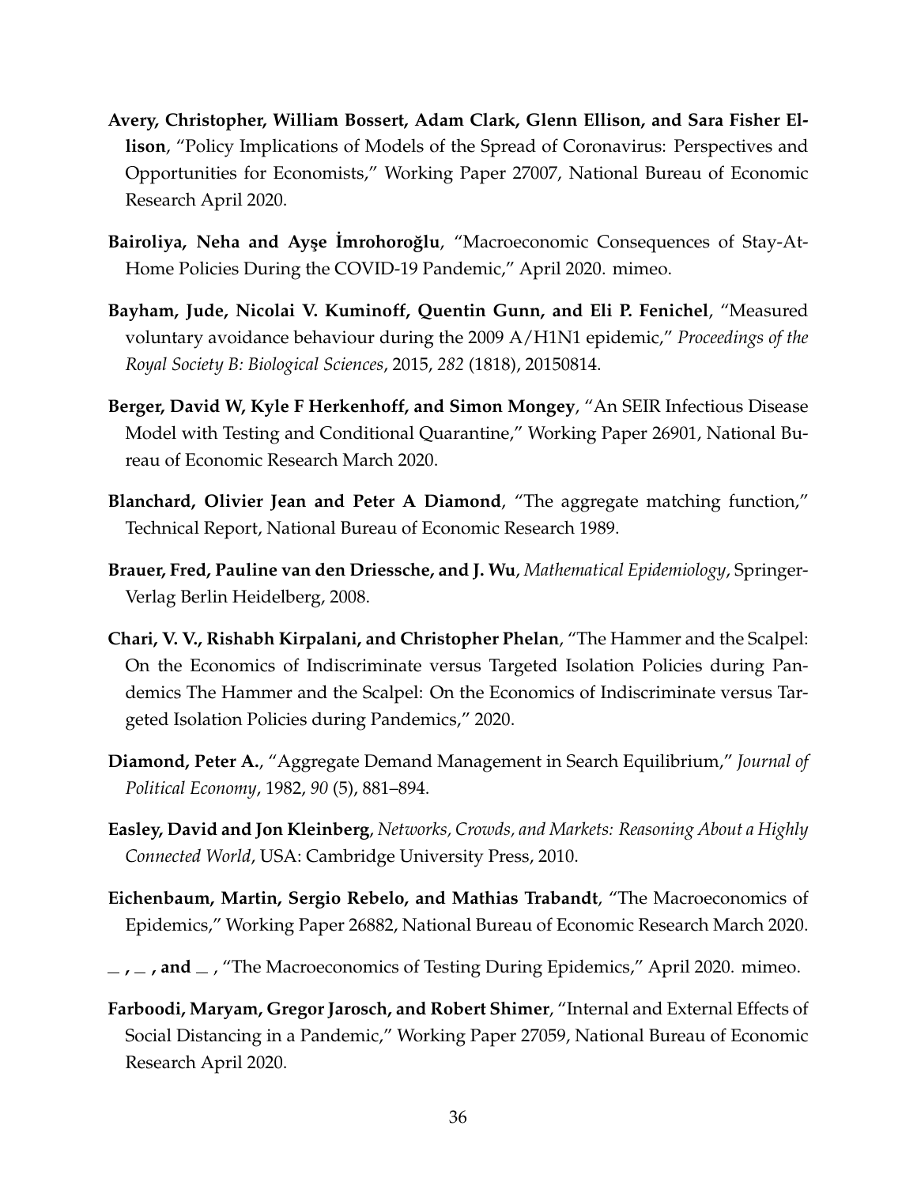**Avery, Christopher, William Bossert, Adam Clark, Glenn Ellison, and Sara Fisher Ellison**, "Policy Implications of Models of the Spread of Coronavirus: Perspectives and Opportunities for Economists," Working Paper 27007, National Bureau of Economic Research April 2020.

**Bairoliya, Neha and Ayşe İmrohoroğlu**, "Macroeconomic Consequences of Stay-At-Home Policies During the COVID-19 Pandemic," April 2020. mimeo.

**Bayham, Jude, Nicolai V. Kuminoff, Quentin Gunn, and Eli P. Fenichel**, "Measured voluntary avoidance behaviour during the 2009 A/H1N1 epidemic," *Proceedings of the Royal Society B: Biological Sciences*, 2015, *282* (1818), 20150814.

**Berger, David W, Kyle F Herkenhoff, and Simon Mongey**, "An SEIR Infectious Disease Model with Testing and Conditional Quarantine," Working Paper 26901, National Bureau of Economic Research March 2020.

**Blanchard, Olivier Jean and Peter A Diamond**, "The aggregate matching function," Technical Report, National Bureau of Economic Research 1989.

**Brauer, Fred, Pauline van den Driessche, and J. Wu**, *Mathematical Epidemiology*, Springer-Verlag Berlin Heidelberg, 2008.

**Chari, V. V., Rishabh Kirpalani, and Christopher Phelan**, "The Hammer and the Scalpel: On the Economics of Indiscriminate versus Targeted Isolation Policies during Pandemics The Hammer and the Scalpel: On the Economics of Indiscriminate versus Targeted Isolation Policies during Pandemics," 2020.

**Diamond, Peter A.**, "Aggregate Demand Management in Search Equilibrium," *Journal of Political Economy*, 1982, *90* (5), 881–894.

**Easley, David and Jon Kleinberg**, *Networks, Crowds, and Markets: Reasoning About a Highly Connected World*, USA: Cambridge University Press, 2010.

**Eichenbaum, Martin, Sergio Rebelo, and Mathias Trabandt**, "The Macroeconomics of Epidemics," Working Paper 26882, National Bureau of Economic Research March 2020.

**_ , _ , and _** , "The Macroeconomics of Testing During Epidemics," April 2020. mimeo.

**Farboodi, Maryam, Gregor Jarosch, and Robert Shimer**, "Internal and External Effects of Social Distancing in a Pandemic," Working Paper 27059, National Bureau of Economic Research April 2020.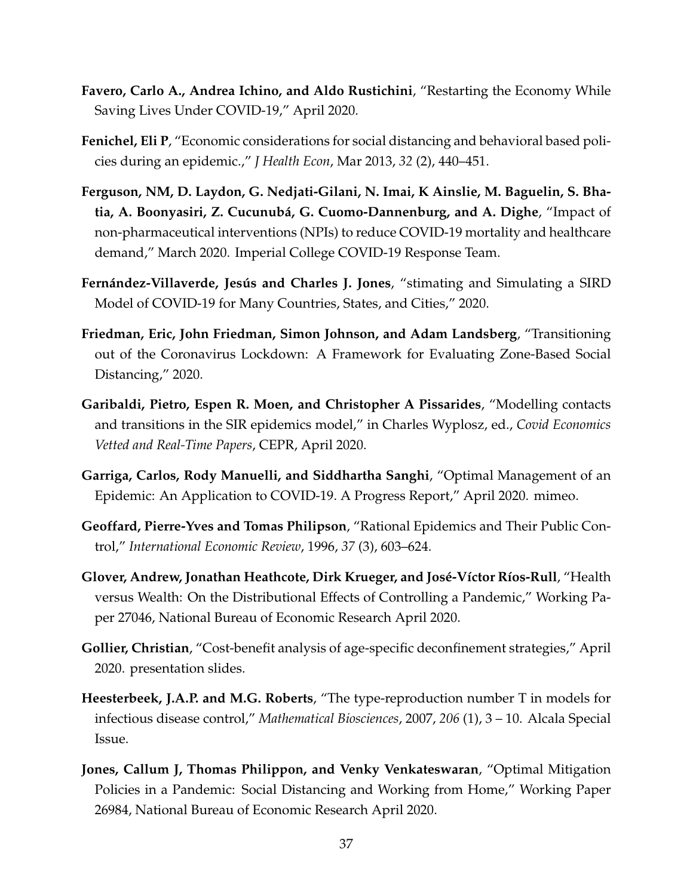**Favero, Carlo A., Andrea Ichino, and Aldo Rustichini**, "Restarting the Economy While Saving Lives Under COVID-19," April 2020.

**Fenichel, Eli P**, "Economic considerations for social distancing and behavioral based policies during an epidemic.," *J Health Econ*, Mar 2013, *32* (2), 440–451.

**Ferguson, NM, D. Laydon, G. Nedjati-Gilani, N. Imai, K Ainslie, M. Baguelin, S. Bhatia, A. Boonyasiri, Z. Cucunubá, G. Cuomo-Dannenburg, and A. Dighe**, "Impact of non-pharmaceutical interventions (NPIs) to reduce COVID-19 mortality and healthcare demand," March 2020. Imperial College COVID-19 Response Team.

**Fernández-Villaverde, Jesús and Charles J. Jones**, "stimating and Simulating a SIRD Model of COVID-19 for Many Countries, States, and Cities," 2020.

**Friedman, Eric, John Friedman, Simon Johnson, and Adam Landsberg**, "Transitioning out of the Coronavirus Lockdown: A Framework for Evaluating Zone-Based Social Distancing," 2020.

**Garibaldi, Pietro, Espen R. Moen, and Christopher A Pissarides**, "Modelling contacts and transitions in the SIR epidemics model," in Charles Wyplosz, ed., *Covid Economics Vetted and Real-Time Papers*, CEPR, April 2020.

**Garriga, Carlos, Rody Manuelli, and Siddhartha Sanghi**, "Optimal Management of an Epidemic: An Application to COVID-19. A Progress Report," April 2020. mimeo.

**Geoffard, Pierre-Yves and Tomas Philipson**, "Rational Epidemics and Their Public Control," *International Economic Review*, 1996, *37* (3), 603–624.

**Glover, Andrew, Jonathan Heathcote, Dirk Krueger, and José-Víctor Ríos-Rull**, "Health versus Wealth: On the Distributional Effects of Controlling a Pandemic," Working Paper 27046, National Bureau of Economic Research April 2020.

**Gollier, Christian**, "Cost-benefit analysis of age-specific deconfinement strategies," April 2020. presentation slides.

**Heesterbeek, J.A.P. and M.G. Roberts**, "The type-reproduction number T in models for infectious disease control," *Mathematical Biosciences*, 2007, *206* (1), 3 – 10. Alcala Special Issue.

**Jones, Callum J, Thomas Philippon, and Venky Venkateswaran**, "Optimal Mitigation Policies in a Pandemic: Social Distancing and Working from Home," Working Paper 26984, National Bureau of Economic Research April 2020.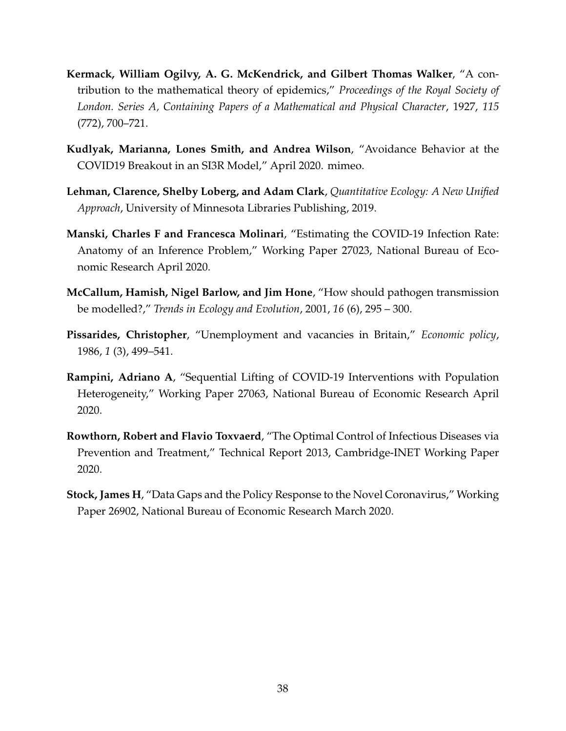**Kermack, William Ogilvy, A. G. McKendrick, and Gilbert Thomas Walker**, "A contribution to the mathematical theory of epidemics," *Proceedings of the Royal Society of London. Series A, Containing Papers of a Mathematical and Physical Character*, 1927, *115* (772), 700–721.

**Kudlyak, Marianna, Lones Smith, and Andrea Wilson**, "Avoidance Behavior at the COVID19 Breakout in an SI3R Model," April 2020. mimeo.

**Lehman, Clarence, Shelby Loberg, and Adam Clark**, *Quantitative Ecology: A New Unified Approach*, University of Minnesota Libraries Publishing, 2019.

**Manski, Charles F and Francesca Molinari**, "Estimating the COVID-19 Infection Rate: Anatomy of an Inference Problem," Working Paper 27023, National Bureau of Economic Research April 2020.

**McCallum, Hamish, Nigel Barlow, and Jim Hone**, "How should pathogen transmission be modelled?," *Trends in Ecology and Evolution*, 2001, *16* (6), 295 – 300.

**Pissarides, Christopher**, "Unemployment and vacancies in Britain," *Economic policy*, 1986, *1* (3), 499–541.

**Rampini, Adriano A**, "Sequential Lifting of COVID-19 Interventions with Population Heterogeneity," Working Paper 27063, National Bureau of Economic Research April 2020.

**Rowthorn, Robert and Flavio Toxvaerd**, "The Optimal Control of Infectious Diseases via Prevention and Treatment," Technical Report 2013, Cambridge-INET Working Paper 2020.

**Stock, James H**, "Data Gaps and the Policy Response to the Novel Coronavirus," Working Paper 26902, National Bureau of Economic Research March 2020.